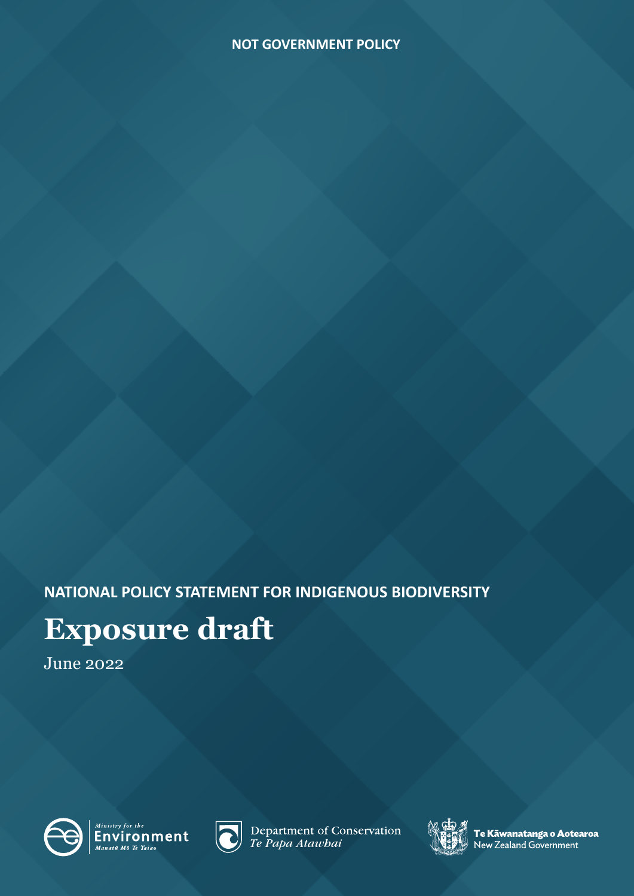**NOT GOVERNMENT POLICY**

**NATIONAL POLICY STATEMENT FOR INDIGENOUS BIODIVERSITY**

# Exposure draft

June 2022

Ministry for the Environment
Manatū Mō Te Taiao

Department of Conservation
*Te Papa Atawhai*

Te Kāwanatanga o Aotearoa
New Zealand Government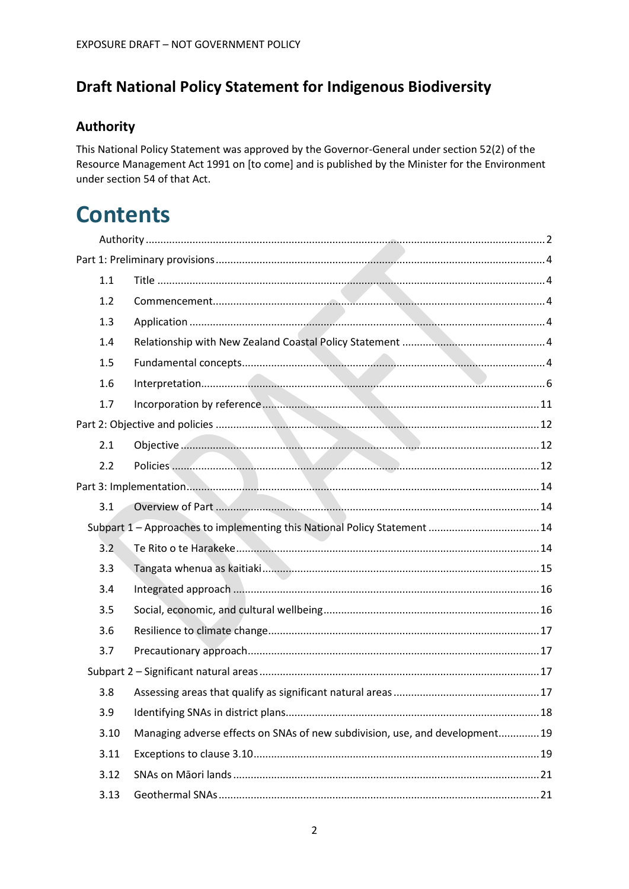# Draft National Policy Statement for Indigenous Biodiversity

## Authority

This National Policy Statement was approved by the Governor-General under section 52(2) of the Resource Management Act 1991 on [to come] and is published by the Minister for the Environment under section 54 of that Act.

# Contents

Authority ..... 2

Part 1: Preliminary provisions ..... 4

- 1.1 Title ..... 4
- 1.2 Commencement ..... 4
- 1.3 Application ..... 4
- 1.4 Relationship with New Zealand Coastal Policy Statement ..... 4
- 1.5 Fundamental concepts ..... 4
- 1.6 Interpretation ..... 6
- 1.7 Incorporation by reference ..... 11

Part 2: Objective and policies ..... 12

- 2.1 Objective ..... 12
- 2.2 Policies ..... 12

Part 3: Implementation ..... 14

- 3.1 Overview of Part ..... 14

Subpart 1 – Approaches to implementing this National Policy Statement ..... 14

- 3.2 Te Rito o te Harakeke ..... 14
- 3.3 Tangata whenua as kaitiaki ..... 15
- 3.4 Integrated approach ..... 16
- 3.5 Social, economic, and cultural wellbeing ..... 16
- 3.6 Resilience to climate change ..... 17
- 3.7 Precautionary approach ..... 17

Subpart 2 – Significant natural areas ..... 17

- 3.8 Assessing areas that qualify as significant natural areas ..... 17
- 3.9 Identifying SNAs in district plans ..... 18
- 3.10 Managing adverse effects on SNAs of new subdivision, use, and development ..... 19
- 3.11 Exceptions to clause 3.10 ..... 19
- 3.12 SNAs on Māori lands ..... 21
- 3.13 Geothermal SNAs ..... 21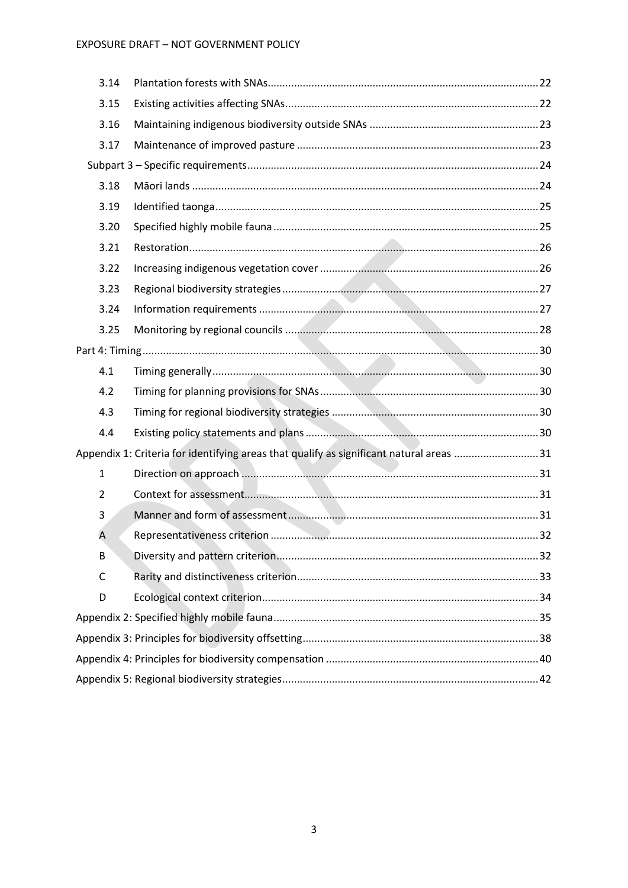| | | |
|---|---|---|
| 3.14 | Plantation forests with SNAs | 22 |
| 3.15 | Existing activities affecting SNAs | 22 |
| 3.16 | Maintaining indigenous biodiversity outside SNAs | 23 |
| 3.17 | Maintenance of improved pasture | 23 |
| Subpart 3 – Specific requirements | | 24 |
| 3.18 | Māori lands | 24 |
| 3.19 | Identified taonga | 25 |
| 3.20 | Specified highly mobile fauna | 25 |
| 3.21 | Restoration | 26 |
| 3.22 | Increasing indigenous vegetation cover | 26 |
| 3.23 | Regional biodiversity strategies | 27 |
| 3.24 | Information requirements | 27 |
| 3.25 | Monitoring by regional councils | 28 |
| Part 4: Timing | | 30 |
| 4.1 | Timing generally | 30 |
| 4.2 | Timing for planning provisions for SNAs | 30 |
| 4.3 | Timing for regional biodiversity strategies | 30 |
| 4.4 | Existing policy statements and plans | 30 |
| Appendix 1: Criteria for identifying areas that qualify as significant natural areas | | 31 |
| 1 | Direction on approach | 31 |
| 2 | Context for assessment | 31 |
| 3 | Manner and form of assessment | 31 |
| A | Representativeness criterion | 32 |
| B | Diversity and pattern criterion | 32 |
| C | Rarity and distinctiveness criterion | 33 |
| D | Ecological context criterion | 34 |
| Appendix 2: Specified highly mobile fauna | | 35 |
| Appendix 3: Principles for biodiversity offsetting | | 38 |
| Appendix 4: Principles for biodiversity compensation | | 40 |
| Appendix 5: Regional biodiversity strategies | | 42 |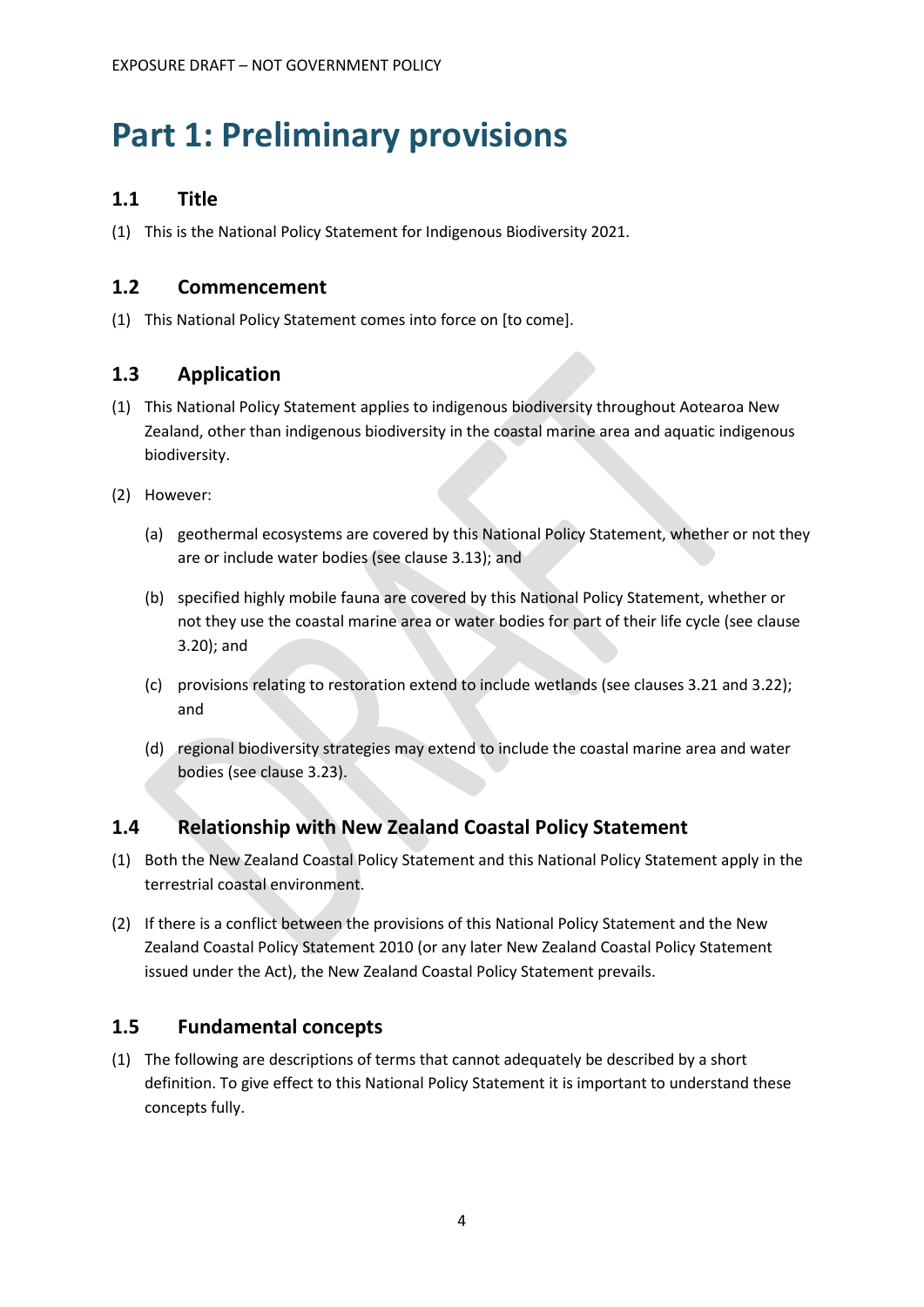# Part 1: Preliminary provisions

## 1.1 Title

(1) This is the National Policy Statement for Indigenous Biodiversity 2021.

## 1.2 Commencement

(1) This National Policy Statement comes into force on [to come].

## 1.3 Application

(1) This National Policy Statement applies to indigenous biodiversity throughout Aotearoa New Zealand, other than indigenous biodiversity in the coastal marine area and aquatic indigenous biodiversity.

(2) However:

- (a) geothermal ecosystems are covered by this National Policy Statement, whether or not they are or include water bodies (see clause 3.13); and
- (b) specified highly mobile fauna are covered by this National Policy Statement, whether or not they use the coastal marine area or water bodies for part of their life cycle (see clause 3.20); and
- (c) provisions relating to restoration extend to include wetlands (see clauses 3.21 and 3.22); and
- (d) regional biodiversity strategies may extend to include the coastal marine area and water bodies (see clause 3.23).

## 1.4 Relationship with New Zealand Coastal Policy Statement

(1) Both the New Zealand Coastal Policy Statement and this National Policy Statement apply in the terrestrial coastal environment.

(2) If there is a conflict between the provisions of this National Policy Statement and the New Zealand Coastal Policy Statement 2010 (or any later New Zealand Coastal Policy Statement issued under the Act), the New Zealand Coastal Policy Statement prevails.

## 1.5 Fundamental concepts

(1) The following are descriptions of terms that cannot adequately be described by a short definition. To give effect to this National Policy Statement it is important to understand these concepts fully.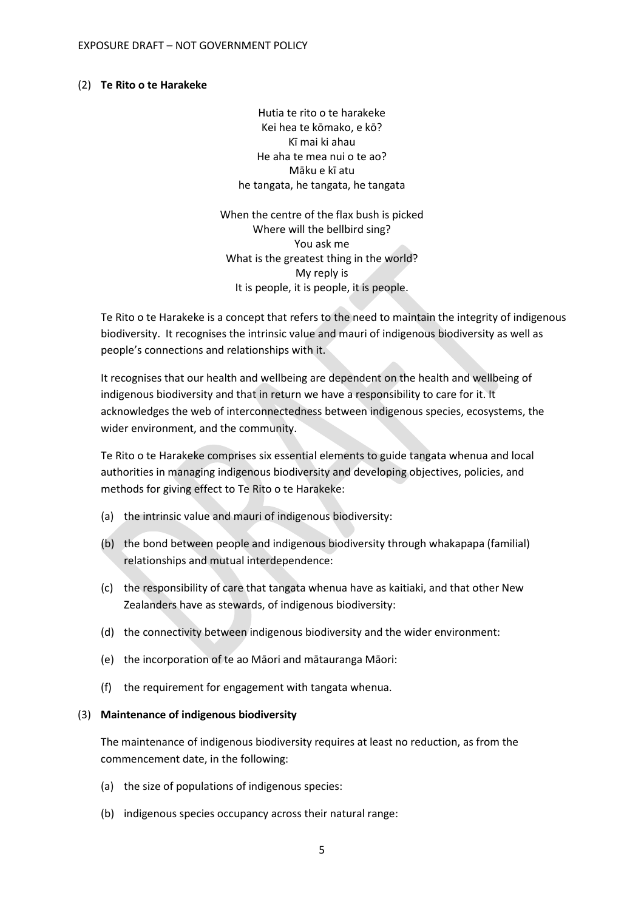(2) **Te Rito o te Harakeke**

Hutia te rito o te harakeke  
Kei hea te kōmako, e kō?  
Kī mai ki ahau  
He aha te mea nui o te ao?  
Māku e kī atu  
he tangata, he tangata, he tangata

When the centre of the flax bush is picked  
Where will the bellbird sing?  
You ask me  
What is the greatest thing in the world?  
My reply is  
It is people, it is people, it is people.

Te Rito o te Harakeke is a concept that refers to the need to maintain the integrity of indigenous biodiversity. It recognises the intrinsic value and mauri of indigenous biodiversity as well as people's connections and relationships with it.

It recognises that our health and wellbeing are dependent on the health and wellbeing of indigenous biodiversity and that in return we have a responsibility to care for it. It acknowledges the web of interconnectedness between indigenous species, ecosystems, the wider environment, and the community.

Te Rito o te Harakeke comprises six essential elements to guide tangata whenua and local authorities in managing indigenous biodiversity and developing objectives, policies, and methods for giving effect to Te Rito o te Harakeke:

(a) the intrinsic value and mauri of indigenous biodiversity:

(b) the bond between people and indigenous biodiversity through whakapapa (familial) relationships and mutual interdependence:

(c) the responsibility of care that tangata whenua have as kaitiaki, and that other New Zealanders have as stewards, of indigenous biodiversity:

(d) the connectivity between indigenous biodiversity and the wider environment:

(e) the incorporation of te ao Māori and mātauranga Māori:

(f) the requirement for engagement with tangata whenua.

(3) **Maintenance of indigenous biodiversity**

The maintenance of indigenous biodiversity requires at least no reduction, as from the commencement date, in the following:

(a) the size of populations of indigenous species:

(b) indigenous species occupancy across their natural range: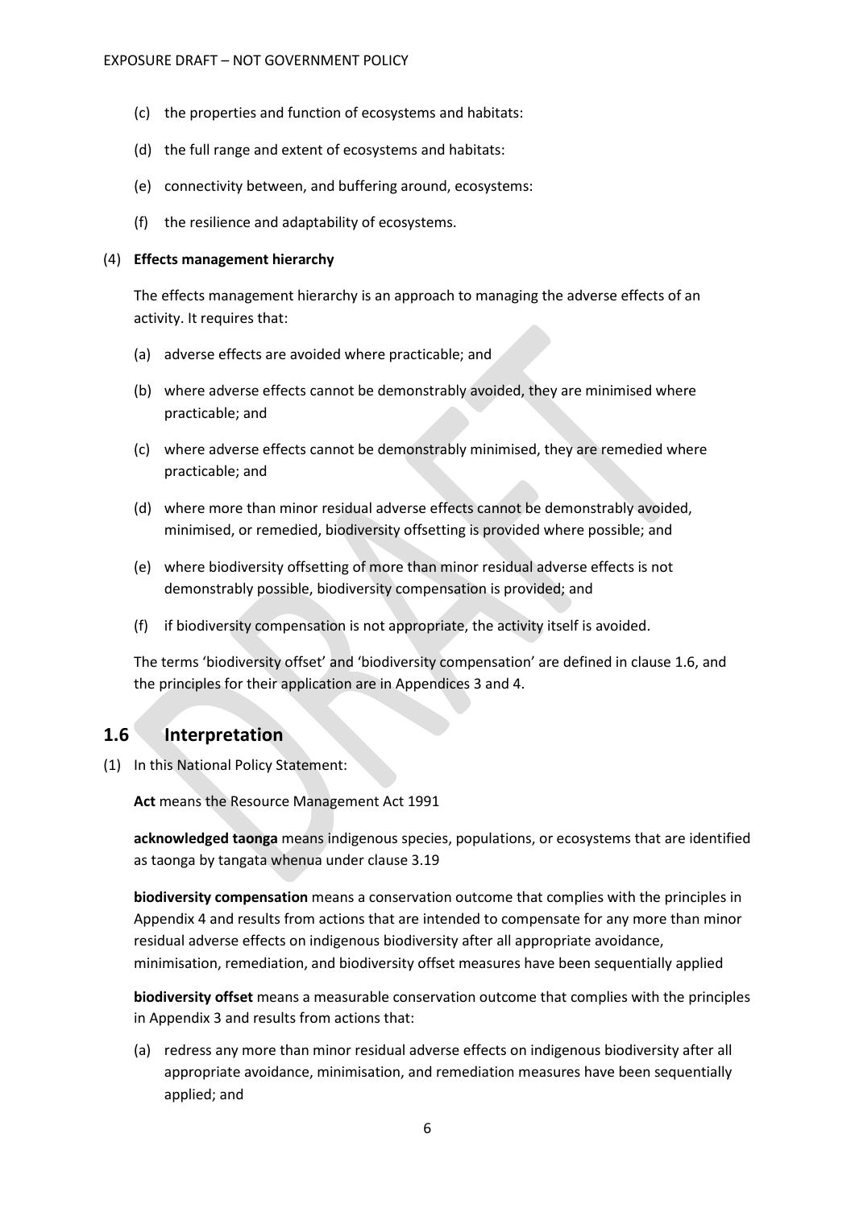(c) the properties and function of ecosystems and habitats:

(d) the full range and extent of ecosystems and habitats:

(e) connectivity between, and buffering around, ecosystems:

(f) the resilience and adaptability of ecosystems.

(4) **Effects management hierarchy**

The effects management hierarchy is an approach to managing the adverse effects of an activity. It requires that:

(a) adverse effects are avoided where practicable; and

(b) where adverse effects cannot be demonstrably avoided, they are minimised where practicable; and

(c) where adverse effects cannot be demonstrably minimised, they are remedied where practicable; and

(d) where more than minor residual adverse effects cannot be demonstrably avoided, minimised, or remedied, biodiversity offsetting is provided where possible; and

(e) where biodiversity offsetting of more than minor residual adverse effects is not demonstrably possible, biodiversity compensation is provided; and

(f) if biodiversity compensation is not appropriate, the activity itself is avoided.

The terms 'biodiversity offset' and 'biodiversity compensation' are defined in clause 1.6, and the principles for their application are in Appendices 3 and 4.

## 1.6 Interpretation

(1) In this National Policy Statement:

**Act** means the Resource Management Act 1991

**acknowledged taonga** means indigenous species, populations, or ecosystems that are identified as taonga by tangata whenua under clause 3.19

**biodiversity compensation** means a conservation outcome that complies with the principles in Appendix 4 and results from actions that are intended to compensate for any more than minor residual adverse effects on indigenous biodiversity after all appropriate avoidance, minimisation, remediation, and biodiversity offset measures have been sequentially applied

**biodiversity offset** means a measurable conservation outcome that complies with the principles in Appendix 3 and results from actions that:

(a) redress any more than minor residual adverse effects on indigenous biodiversity after all appropriate avoidance, minimisation, and remediation measures have been sequentially applied; and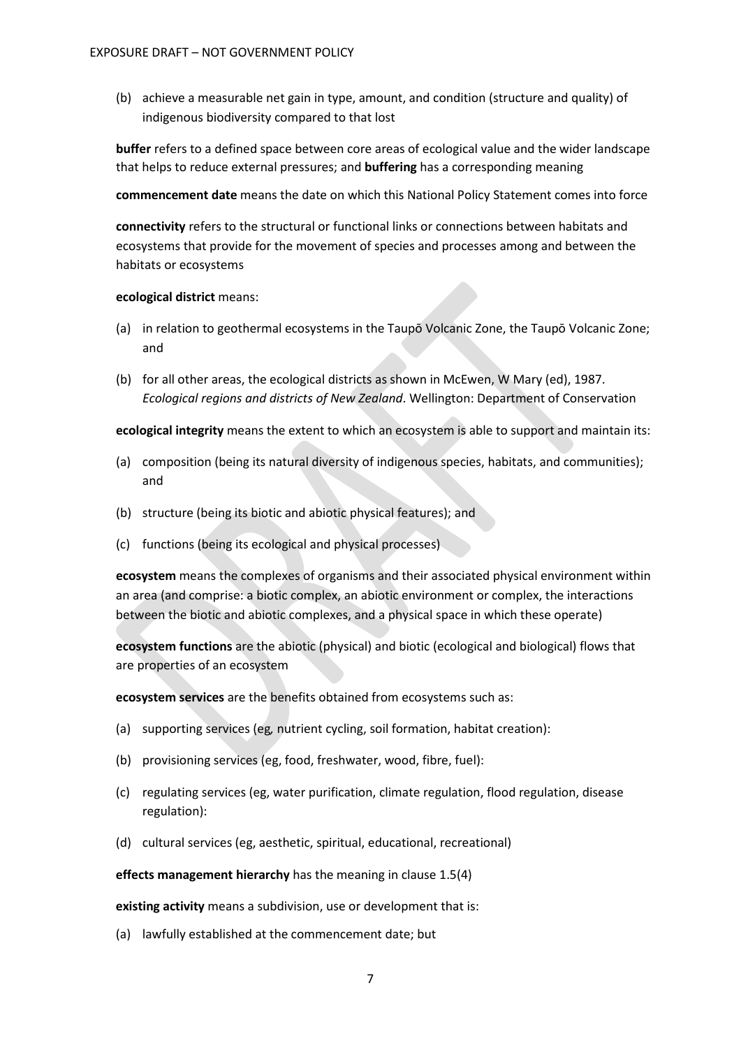(b) achieve a measurable net gain in type, amount, and condition (structure and quality) of indigenous biodiversity compared to that lost

**buffer** refers to a defined space between core areas of ecological value and the wider landscape that helps to reduce external pressures; and **buffering** has a corresponding meaning

**commencement date** means the date on which this National Policy Statement comes into force

**connectivity** refers to the structural or functional links or connections between habitats and ecosystems that provide for the movement of species and processes among and between the habitats or ecosystems

**ecological district** means:

(a) in relation to geothermal ecosystems in the Taupō Volcanic Zone, the Taupō Volcanic Zone; and

(b) for all other areas, the ecological districts as shown in McEwen, W Mary (ed), 1987. *Ecological regions and districts of New Zealand*. Wellington: Department of Conservation

**ecological integrity** means the extent to which an ecosystem is able to support and maintain its:

(a) composition (being its natural diversity of indigenous species, habitats, and communities); and

(b) structure (being its biotic and abiotic physical features); and

(c) functions (being its ecological and physical processes)

**ecosystem** means the complexes of organisms and their associated physical environment within an area (and comprise: a biotic complex, an abiotic environment or complex, the interactions between the biotic and abiotic complexes, and a physical space in which these operate)

**ecosystem functions** are the abiotic (physical) and biotic (ecological and biological) flows that are properties of an ecosystem

**ecosystem services** are the benefits obtained from ecosystems such as:

(a) supporting services (eg, nutrient cycling, soil formation, habitat creation):

(b) provisioning services (eg, food, freshwater, wood, fibre, fuel):

(c) regulating services (eg, water purification, climate regulation, flood regulation, disease regulation):

(d) cultural services (eg, aesthetic, spiritual, educational, recreational)

**effects management hierarchy** has the meaning in clause 1.5(4)

**existing activity** means a subdivision, use or development that is:

(a) lawfully established at the commencement date; but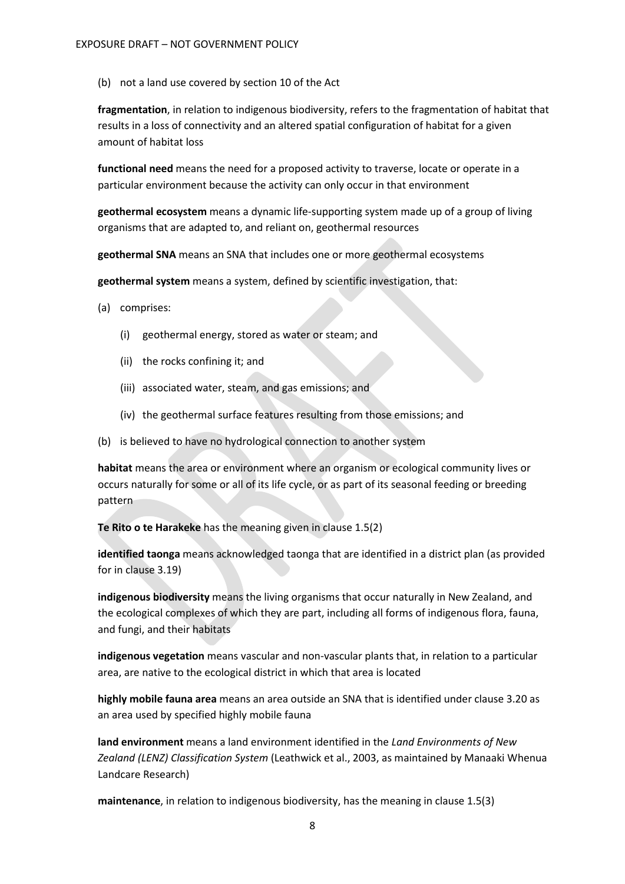(b) not a land use covered by section 10 of the Act

**fragmentation**, in relation to indigenous biodiversity, refers to the fragmentation of habitat that results in a loss of connectivity and an altered spatial configuration of habitat for a given amount of habitat loss

**functional need** means the need for a proposed activity to traverse, locate or operate in a particular environment because the activity can only occur in that environment

**geothermal ecosystem** means a dynamic life-supporting system made up of a group of living organisms that are adapted to, and reliant on, geothermal resources

**geothermal SNA** means an SNA that includes one or more geothermal ecosystems

**geothermal system** means a system, defined by scientific investigation, that:

(a) comprises:

  (i) geothermal energy, stored as water or steam; and

  (ii) the rocks confining it; and

  (iii) associated water, steam, and gas emissions; and

  (iv) the geothermal surface features resulting from those emissions; and

(b) is believed to have no hydrological connection to another system

**habitat** means the area or environment where an organism or ecological community lives or occurs naturally for some or all of its life cycle, or as part of its seasonal feeding or breeding pattern

**Te Rito o te Harakeke** has the meaning given in clause 1.5(2)

**identified taonga** means acknowledged taonga that are identified in a district plan (as provided for in clause 3.19)

**indigenous biodiversity** means the living organisms that occur naturally in New Zealand, and the ecological complexes of which they are part, including all forms of indigenous flora, fauna, and fungi, and their habitats

**indigenous vegetation** means vascular and non-vascular plants that, in relation to a particular area, are native to the ecological district in which that area is located

**highly mobile fauna area** means an area outside an SNA that is identified under clause 3.20 as an area used by specified highly mobile fauna

**land environment** means a land environment identified in the *Land Environments of New Zealand (LENZ) Classification System* (Leathwick et al., 2003, as maintained by Manaaki Whenua Landcare Research)

**maintenance**, in relation to indigenous biodiversity, has the meaning in clause 1.5(3)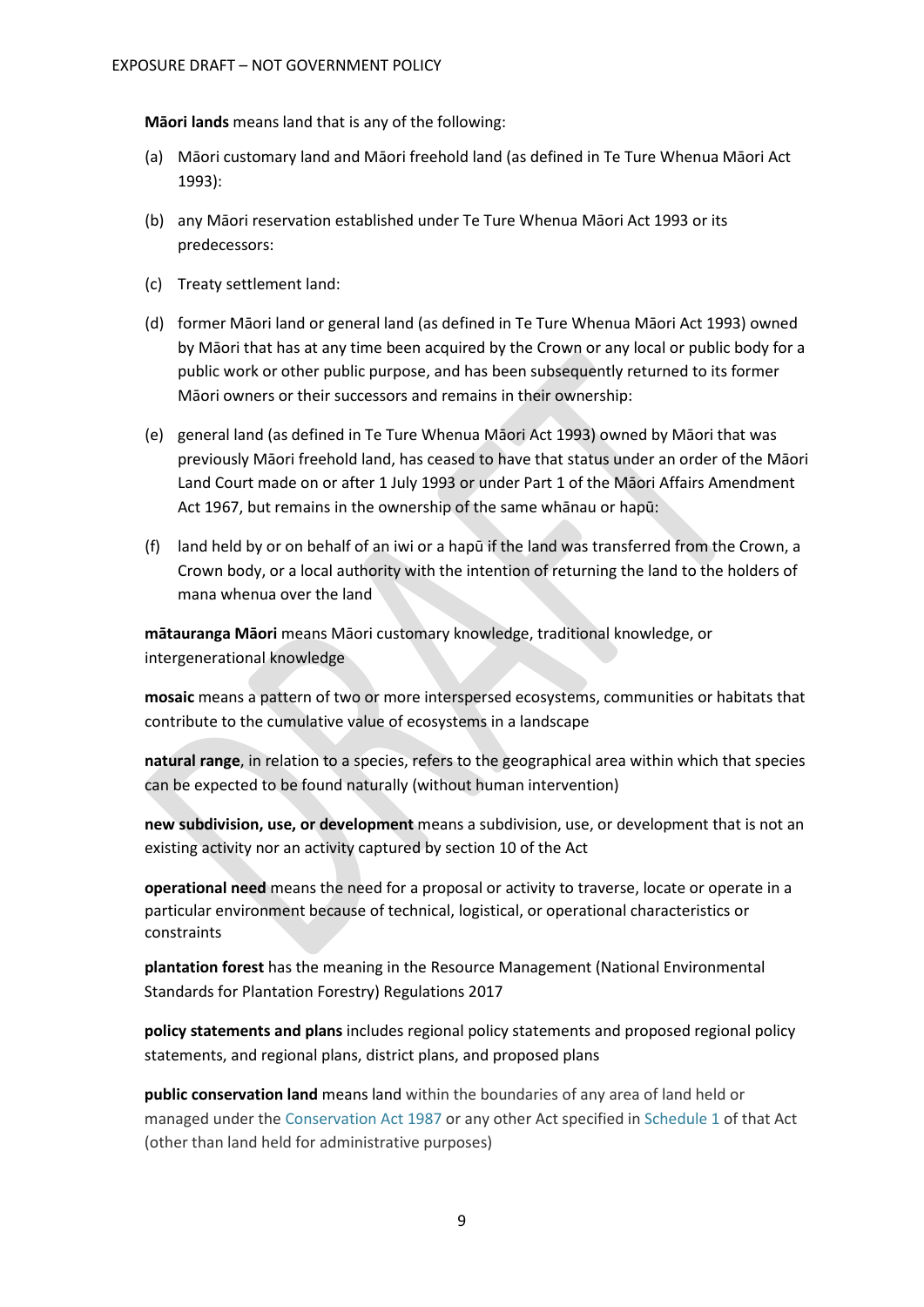**Māori lands** means land that is any of the following:

(a) Māori customary land and Māori freehold land (as defined in Te Ture Whenua Māori Act 1993):

(b) any Māori reservation established under Te Ture Whenua Māori Act 1993 or its predecessors:

(c) Treaty settlement land:

(d) former Māori land or general land (as defined in Te Ture Whenua Māori Act 1993) owned by Māori that has at any time been acquired by the Crown or any local or public body for a public work or other public purpose, and has been subsequently returned to its former Māori owners or their successors and remains in their ownership:

(e) general land (as defined in Te Ture Whenua Māori Act 1993) owned by Māori that was previously Māori freehold land, has ceased to have that status under an order of the Māori Land Court made on or after 1 July 1993 or under Part 1 of the Māori Affairs Amendment Act 1967, but remains in the ownership of the same whānau or hapū:

(f) land held by or on behalf of an iwi or a hapū if the land was transferred from the Crown, a Crown body, or a local authority with the intention of returning the land to the holders of mana whenua over the land

**mātauranga Māori** means Māori customary knowledge, traditional knowledge, or intergenerational knowledge

**mosaic** means a pattern of two or more interspersed ecosystems, communities or habitats that contribute to the cumulative value of ecosystems in a landscape

**natural range**, in relation to a species, refers to the geographical area within which that species can be expected to be found naturally (without human intervention)

**new subdivision, use, or development** means a subdivision, use, or development that is not an existing activity nor an activity captured by section 10 of the Act

**operational need** means the need for a proposal or activity to traverse, locate or operate in a particular environment because of technical, logistical, or operational characteristics or constraints

**plantation forest** has the meaning in the Resource Management (National Environmental Standards for Plantation Forestry) Regulations 2017

**policy statements and plans** includes regional policy statements and proposed regional policy statements, and regional plans, district plans, and proposed plans

**public conservation land** means land within the boundaries of any area of land held or managed under the Conservation Act 1987 or any other Act specified in Schedule 1 of that Act (other than land held for administrative purposes)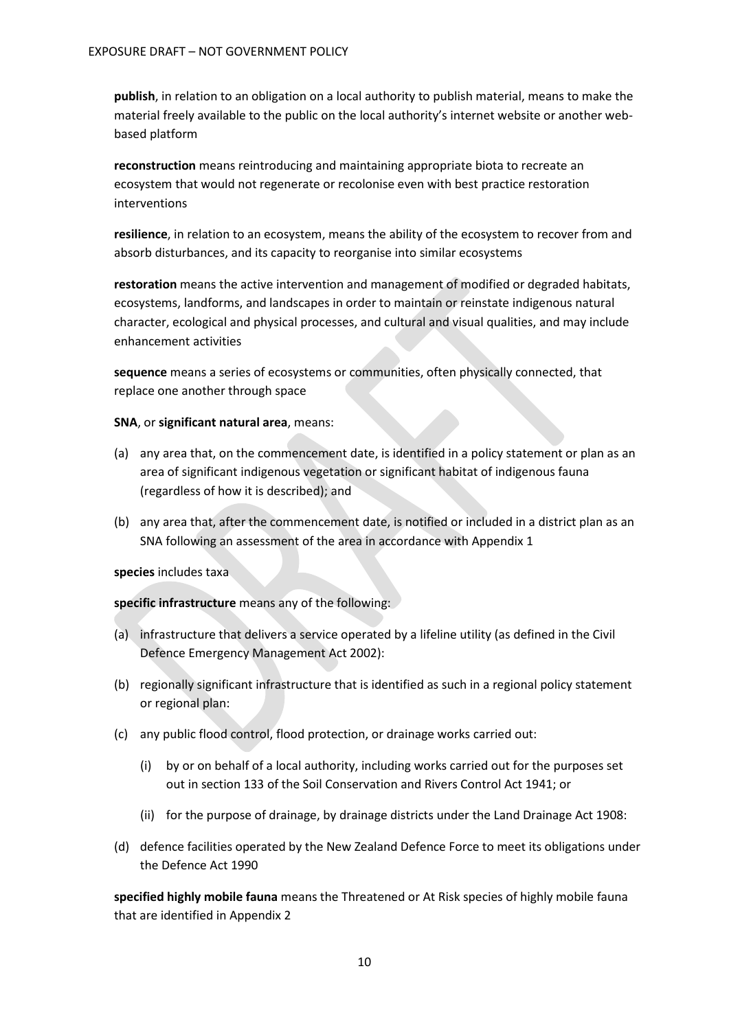**publish**, in relation to an obligation on a local authority to publish material, means to make the material freely available to the public on the local authority's internet website or another web-based platform

**reconstruction** means reintroducing and maintaining appropriate biota to recreate an ecosystem that would not regenerate or recolonise even with best practice restoration interventions

**resilience**, in relation to an ecosystem, means the ability of the ecosystem to recover from and absorb disturbances, and its capacity to reorganise into similar ecosystems

**restoration** means the active intervention and management of modified or degraded habitats, ecosystems, landforms, and landscapes in order to maintain or reinstate indigenous natural character, ecological and physical processes, and cultural and visual qualities, and may include enhancement activities

**sequence** means a series of ecosystems or communities, often physically connected, that replace one another through space

**SNA**, or **significant natural area**, means:

(a) any area that, on the commencement date, is identified in a policy statement or plan as an area of significant indigenous vegetation or significant habitat of indigenous fauna (regardless of how it is described); and

(b) any area that, after the commencement date, is notified or included in a district plan as an SNA following an assessment of the area in accordance with Appendix 1

**species** includes taxa

**specific infrastructure** means any of the following:

(a) infrastructure that delivers a service operated by a lifeline utility (as defined in the Civil Defence Emergency Management Act 2002):

(b) regionally significant infrastructure that is identified as such in a regional policy statement or regional plan:

(c) any public flood control, flood protection, or drainage works carried out:

  (i) by or on behalf of a local authority, including works carried out for the purposes set out in section 133 of the Soil Conservation and Rivers Control Act 1941; or

  (ii) for the purpose of drainage, by drainage districts under the Land Drainage Act 1908:

(d) defence facilities operated by the New Zealand Defence Force to meet its obligations under the Defence Act 1990

**specified highly mobile fauna** means the Threatened or At Risk species of highly mobile fauna that are identified in Appendix 2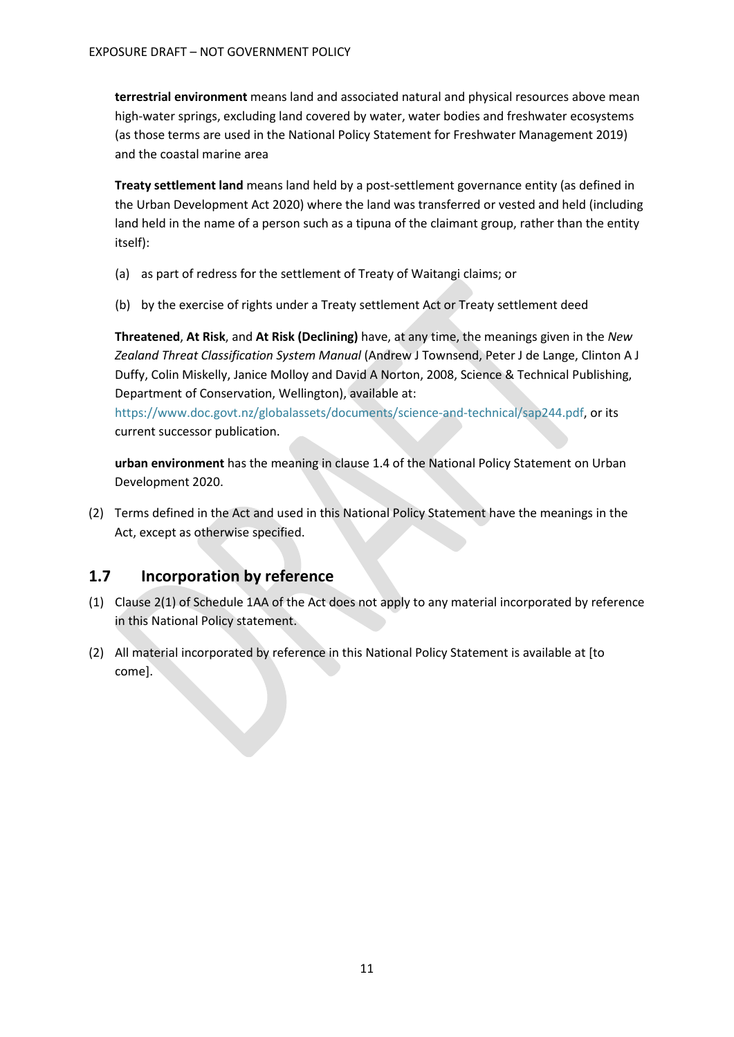**terrestrial environment** means land and associated natural and physical resources above mean high-water springs, excluding land covered by water, water bodies and freshwater ecosystems (as those terms are used in the National Policy Statement for Freshwater Management 2019) and the coastal marine area

**Treaty settlement land** means land held by a post-settlement governance entity (as defined in the Urban Development Act 2020) where the land was transferred or vested and held (including land held in the name of a person such as a tipuna of the claimant group, rather than the entity itself):

(a) as part of redress for the settlement of Treaty of Waitangi claims; or

(b) by the exercise of rights under a Treaty settlement Act or Treaty settlement deed

**Threatened**, **At Risk**, and **At Risk (Declining)** have, at any time, the meanings given in the *New Zealand Threat Classification System Manual* (Andrew J Townsend, Peter J de Lange, Clinton A J Duffy, Colin Miskelly, Janice Molloy and David A Norton, 2008, Science & Technical Publishing, Department of Conservation, Wellington), available at: https://www.doc.govt.nz/globalassets/documents/science-and-technical/sap244.pdf, or its current successor publication.

**urban environment** has the meaning in clause 1.4 of the National Policy Statement on Urban Development 2020.

(2) Terms defined in the Act and used in this National Policy Statement have the meanings in the Act, except as otherwise specified.

## 1.7 Incorporation by reference

(1) Clause 2(1) of Schedule 1AA of the Act does not apply to any material incorporated by reference in this National Policy statement.

(2) All material incorporated by reference in this National Policy Statement is available at [to come].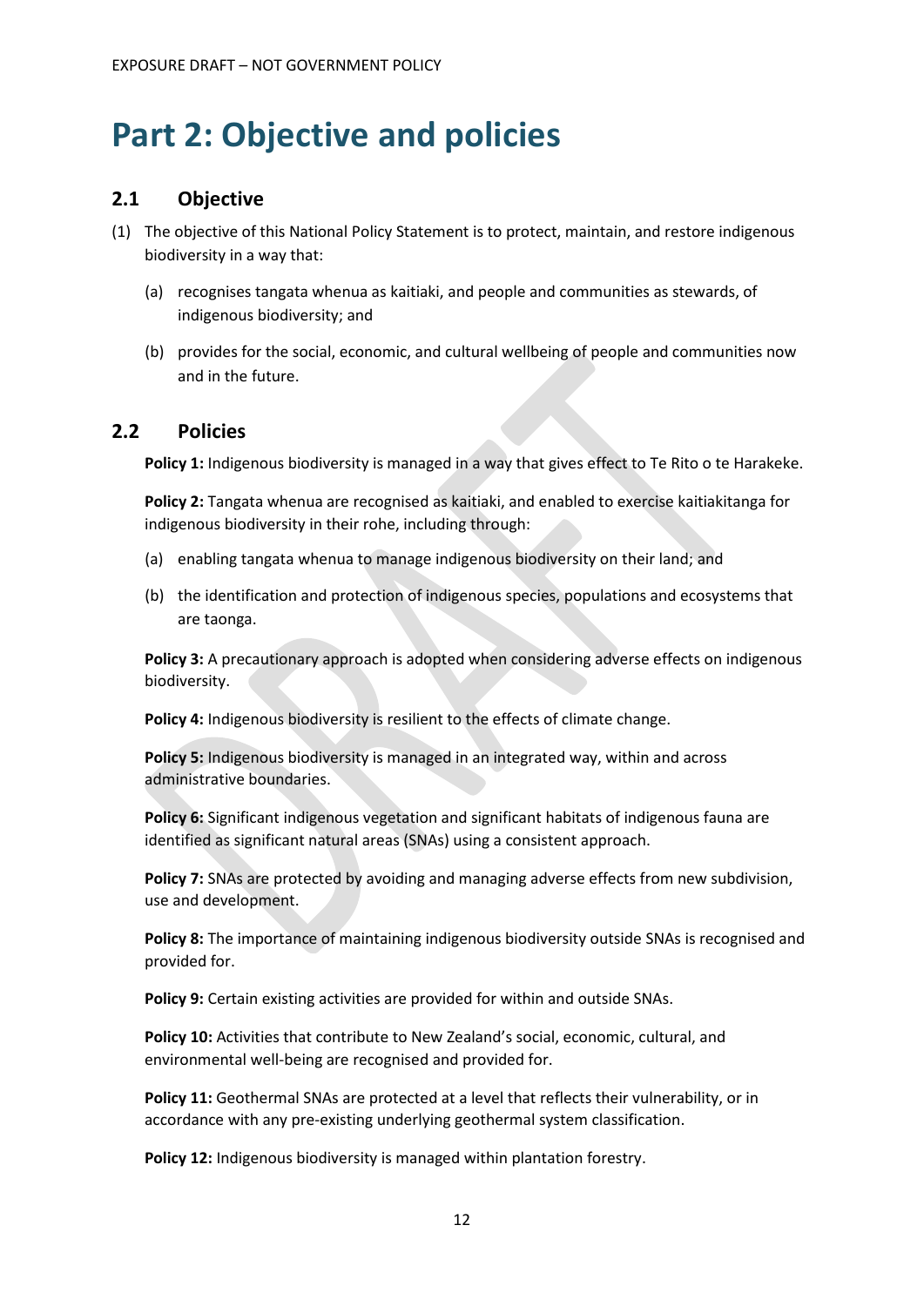# Part 2: Objective and policies

## 2.1 Objective

(1) The objective of this National Policy Statement is to protect, maintain, and restore indigenous biodiversity in a way that:

   (a) recognises tangata whenua as kaitiaki, and people and communities as stewards, of indigenous biodiversity; and

   (b) provides for the social, economic, and cultural wellbeing of people and communities now and in the future.

## 2.2 Policies

**Policy 1:** Indigenous biodiversity is managed in a way that gives effect to Te Rito o te Harakeke.

**Policy 2:** Tangata whenua are recognised as kaitiaki, and enabled to exercise kaitiakitanga for indigenous biodiversity in their rohe, including through:

(a) enabling tangata whenua to manage indigenous biodiversity on their land; and

(b) the identification and protection of indigenous species, populations and ecosystems that are taonga.

**Policy 3:** A precautionary approach is adopted when considering adverse effects on indigenous biodiversity.

**Policy 4:** Indigenous biodiversity is resilient to the effects of climate change.

**Policy 5:** Indigenous biodiversity is managed in an integrated way, within and across administrative boundaries.

**Policy 6:** Significant indigenous vegetation and significant habitats of indigenous fauna are identified as significant natural areas (SNAs) using a consistent approach.

**Policy 7:** SNAs are protected by avoiding and managing adverse effects from new subdivision, use and development.

**Policy 8:** The importance of maintaining indigenous biodiversity outside SNAs is recognised and provided for.

**Policy 9:** Certain existing activities are provided for within and outside SNAs.

**Policy 10:** Activities that contribute to New Zealand's social, economic, cultural, and environmental well-being are recognised and provided for.

**Policy 11:** Geothermal SNAs are protected at a level that reflects their vulnerability, or in accordance with any pre-existing underlying geothermal system classification.

**Policy 12:** Indigenous biodiversity is managed within plantation forestry.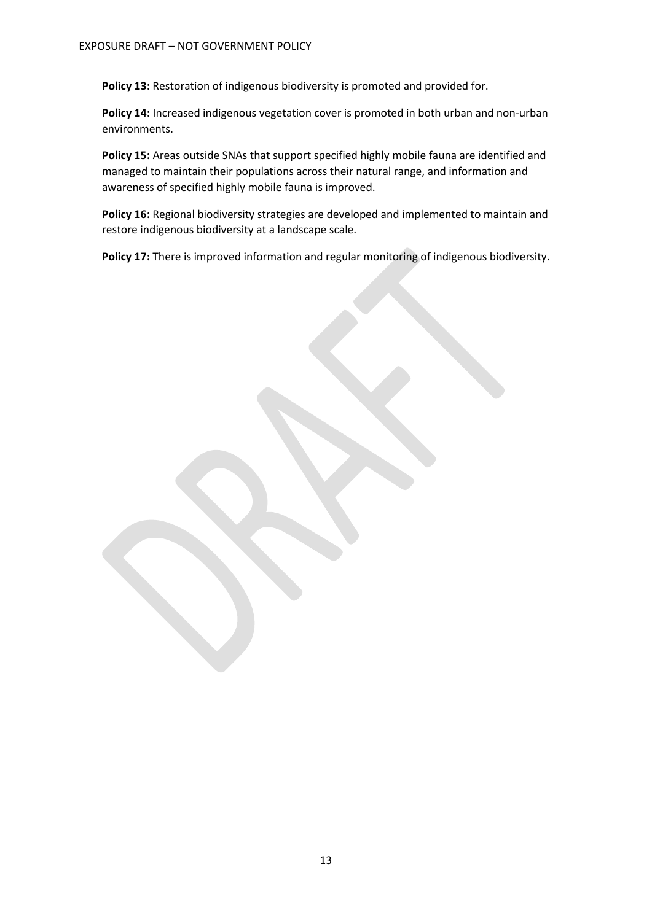**Policy 13:** Restoration of indigenous biodiversity is promoted and provided for.

**Policy 14:** Increased indigenous vegetation cover is promoted in both urban and non-urban environments.

**Policy 15:** Areas outside SNAs that support specified highly mobile fauna are identified and managed to maintain their populations across their natural range, and information and awareness of specified highly mobile fauna is improved.

**Policy 16:** Regional biodiversity strategies are developed and implemented to maintain and restore indigenous biodiversity at a landscape scale.

**Policy 17:** There is improved information and regular monitoring of indigenous biodiversity.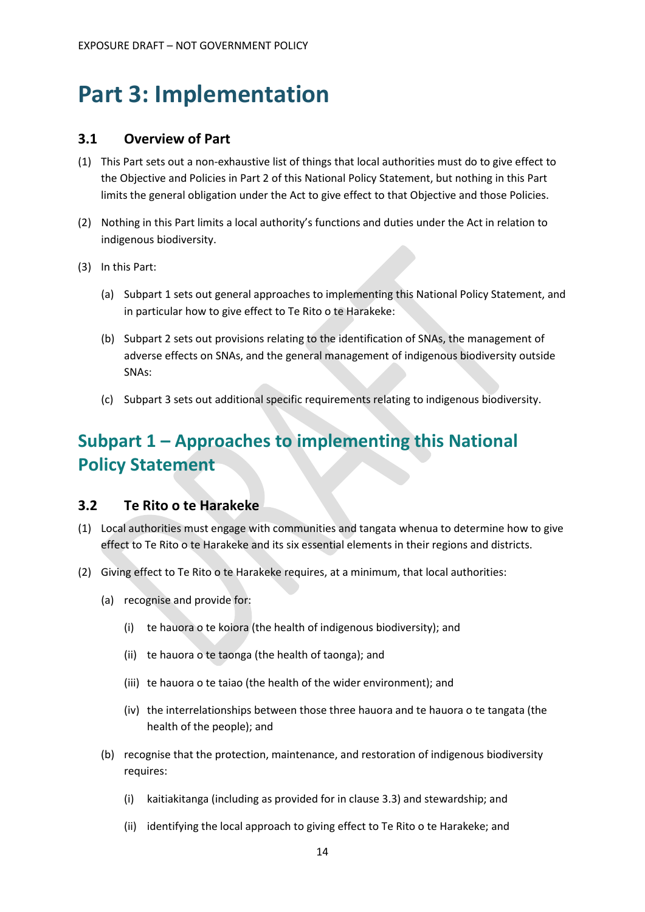# Part 3: Implementation

### 3.1 Overview of Part

(1) This Part sets out a non-exhaustive list of things that local authorities must do to give effect to the Objective and Policies in Part 2 of this National Policy Statement, but nothing in this Part limits the general obligation under the Act to give effect to that Objective and those Policies.

(2) Nothing in this Part limits a local authority's functions and duties under the Act in relation to indigenous biodiversity.

(3) In this Part:

   (a) Subpart 1 sets out general approaches to implementing this National Policy Statement, and in particular how to give effect to Te Rito o te Harakeke:

   (b) Subpart 2 sets out provisions relating to the identification of SNAs, the management of adverse effects on SNAs, and the general management of indigenous biodiversity outside SNAs:

   (c) Subpart 3 sets out additional specific requirements relating to indigenous biodiversity.

## Subpart 1 – Approaches to implementing this National Policy Statement

### 3.2 Te Rito o te Harakeke

(1) Local authorities must engage with communities and tangata whenua to determine how to give effect to Te Rito o te Harakeke and its six essential elements in their regions and districts.

(2) Giving effect to Te Rito o te Harakeke requires, at a minimum, that local authorities:

   (a) recognise and provide for:

      (i) te hauora o te koiora (the health of indigenous biodiversity); and

      (ii) te hauora o te taonga (the health of taonga); and

      (iii) te hauora o te taiao (the health of the wider environment); and

      (iv) the interrelationships between those three hauora and te hauora o te tangata (the health of the people); and

   (b) recognise that the protection, maintenance, and restoration of indigenous biodiversity requires:

      (i) kaitiakitanga (including as provided for in clause 3.3) and stewardship; and

      (ii) identifying the local approach to giving effect to Te Rito o te Harakeke; and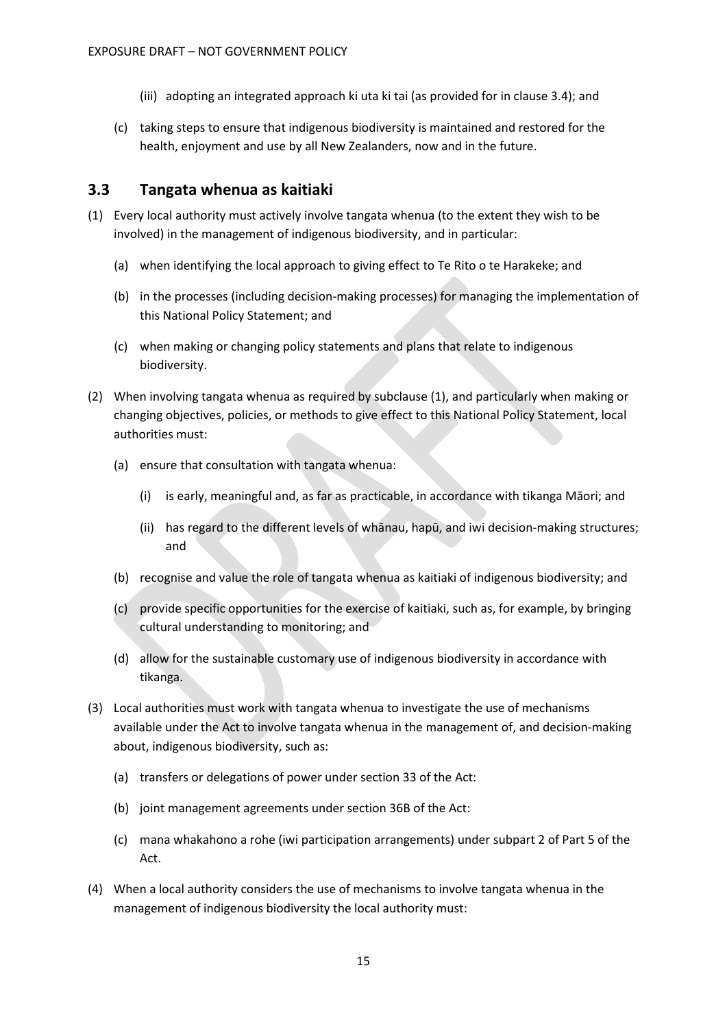(iii) adopting an integrated approach ki uta ki tai (as provided for in clause 3.4); and

(c) taking steps to ensure that indigenous biodiversity is maintained and restored for the health, enjoyment and use by all New Zealanders, now and in the future.

## 3.3 Tangata whenua as kaitiaki

(1) Every local authority must actively involve tangata whenua (to the extent they wish to be involved) in the management of indigenous biodiversity, and in particular:

(a) when identifying the local approach to giving effect to Te Rito o te Harakeke; and

(b) in the processes (including decision-making processes) for managing the implementation of this National Policy Statement; and

(c) when making or changing policy statements and plans that relate to indigenous biodiversity.

(2) When involving tangata whenua as required by subclause (1), and particularly when making or changing objectives, policies, or methods to give effect to this National Policy Statement, local authorities must:

(a) ensure that consultation with tangata whenua:

(i) is early, meaningful and, as far as practicable, in accordance with tikanga Māori; and

(ii) has regard to the different levels of whānau, hapū, and iwi decision-making structures; and

(b) recognise and value the role of tangata whenua as kaitiaki of indigenous biodiversity; and

(c) provide specific opportunities for the exercise of kaitiaki, such as, for example, by bringing cultural understanding to monitoring; and

(d) allow for the sustainable customary use of indigenous biodiversity in accordance with tikanga.

(3) Local authorities must work with tangata whenua to investigate the use of mechanisms available under the Act to involve tangata whenua in the management of, and decision-making about, indigenous biodiversity, such as:

(a) transfers or delegations of power under section 33 of the Act:

(b) joint management agreements under section 36B of the Act:

(c) mana whakahono a rohe (iwi participation arrangements) under subpart 2 of Part 5 of the Act.

(4) When a local authority considers the use of mechanisms to involve tangata whenua in the management of indigenous biodiversity the local authority must: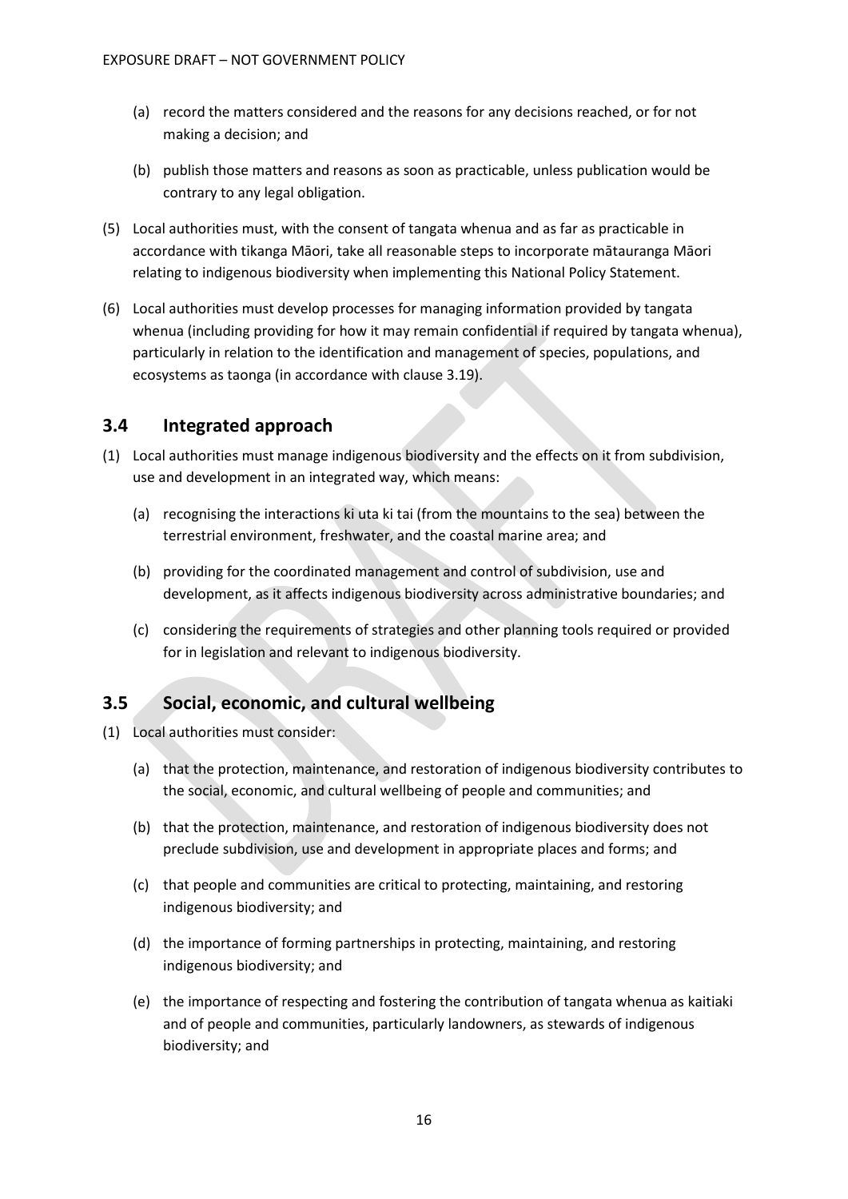(a) record the matters considered and the reasons for any decisions reached, or for not making a decision; and

(b) publish those matters and reasons as soon as practicable, unless publication would be contrary to any legal obligation.

(5) Local authorities must, with the consent of tangata whenua and as far as practicable in accordance with tikanga Māori, take all reasonable steps to incorporate mātauranga Māori relating to indigenous biodiversity when implementing this National Policy Statement.

(6) Local authorities must develop processes for managing information provided by tangata whenua (including providing for how it may remain confidential if required by tangata whenua), particularly in relation to the identification and management of species, populations, and ecosystems as taonga (in accordance with clause 3.19).

## 3.4 Integrated approach

(1) Local authorities must manage indigenous biodiversity and the effects on it from subdivision, use and development in an integrated way, which means:

(a) recognising the interactions ki uta ki tai (from the mountains to the sea) between the terrestrial environment, freshwater, and the coastal marine area; and

(b) providing for the coordinated management and control of subdivision, use and development, as it affects indigenous biodiversity across administrative boundaries; and

(c) considering the requirements of strategies and other planning tools required or provided for in legislation and relevant to indigenous biodiversity.

## 3.5 Social, economic, and cultural wellbeing

(1) Local authorities must consider:

(a) that the protection, maintenance, and restoration of indigenous biodiversity contributes to the social, economic, and cultural wellbeing of people and communities; and

(b) that the protection, maintenance, and restoration of indigenous biodiversity does not preclude subdivision, use and development in appropriate places and forms; and

(c) that people and communities are critical to protecting, maintaining, and restoring indigenous biodiversity; and

(d) the importance of forming partnerships in protecting, maintaining, and restoring indigenous biodiversity; and

(e) the importance of respecting and fostering the contribution of tangata whenua as kaitiaki and of people and communities, particularly landowners, as stewards of indigenous biodiversity; and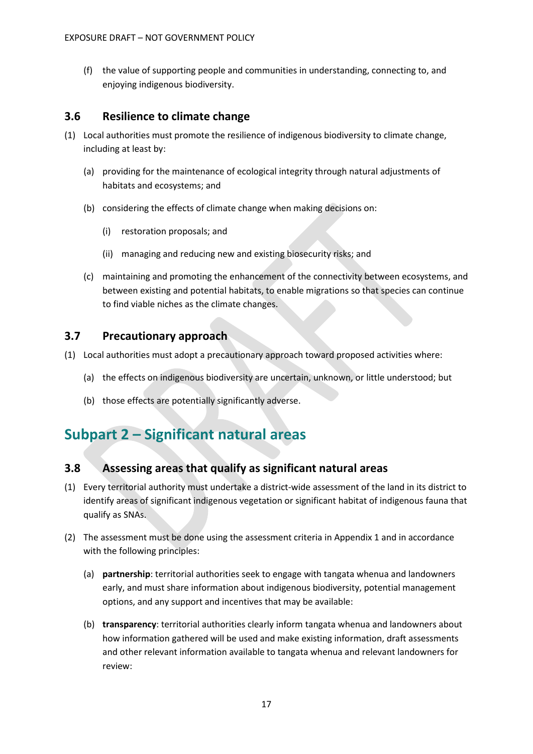(f) the value of supporting people and communities in understanding, connecting to, and enjoying indigenous biodiversity.

### 3.6 Resilience to climate change

(1) Local authorities must promote the resilience of indigenous biodiversity to climate change, including at least by:

  (a) providing for the maintenance of ecological integrity through natural adjustments of habitats and ecosystems; and

  (b) considering the effects of climate change when making decisions on:

    (i) restoration proposals; and

    (ii) managing and reducing new and existing biosecurity risks; and

  (c) maintaining and promoting the enhancement of the connectivity between ecosystems, and between existing and potential habitats, to enable migrations so that species can continue to find viable niches as the climate changes.

### 3.7 Precautionary approach

(1) Local authorities must adopt a precautionary approach toward proposed activities where:

  (a) the effects on indigenous biodiversity are uncertain, unknown, or little understood; but

  (b) those effects are potentially significantly adverse.

## Subpart 2 – Significant natural areas

### 3.8 Assessing areas that qualify as significant natural areas

(1) Every territorial authority must undertake a district-wide assessment of the land in its district to identify areas of significant indigenous vegetation or significant habitat of indigenous fauna that qualify as SNAs.

(2) The assessment must be done using the assessment criteria in Appendix 1 and in accordance with the following principles:

  (a) **partnership**: territorial authorities seek to engage with tangata whenua and landowners early, and must share information about indigenous biodiversity, potential management options, and any support and incentives that may be available:

  (b) **transparency**: territorial authorities clearly inform tangata whenua and landowners about how information gathered will be used and make existing information, draft assessments and other relevant information available to tangata whenua and relevant landowners for review: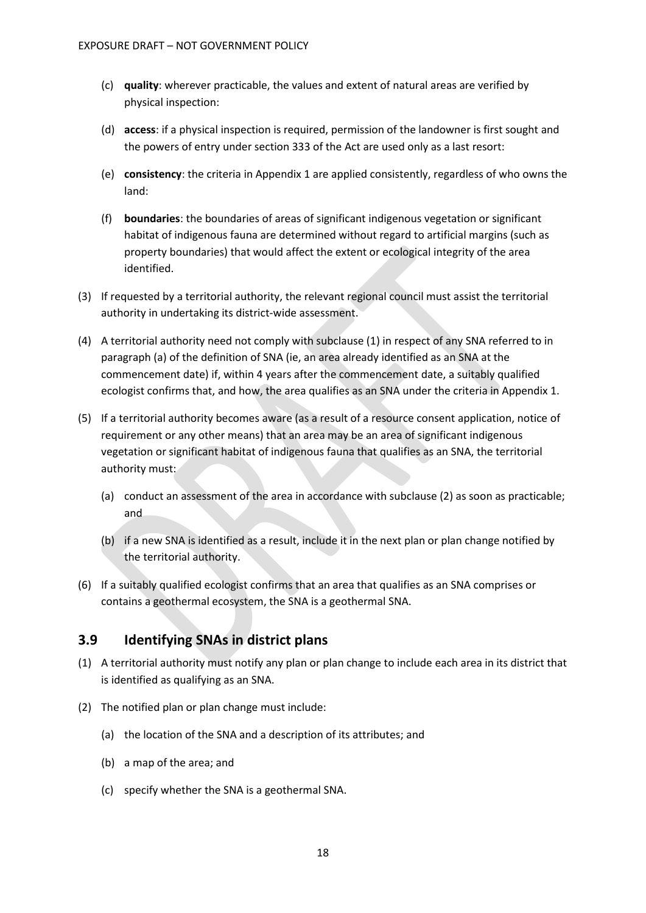(c) **quality**: wherever practicable, the values and extent of natural areas are verified by physical inspection:

(d) **access**: if a physical inspection is required, permission of the landowner is first sought and the powers of entry under section 333 of the Act are used only as a last resort:

(e) **consistency**: the criteria in Appendix 1 are applied consistently, regardless of who owns the land:

(f) **boundaries**: the boundaries of areas of significant indigenous vegetation or significant habitat of indigenous fauna are determined without regard to artificial margins (such as property boundaries) that would affect the extent or ecological integrity of the area identified.

(3) If requested by a territorial authority, the relevant regional council must assist the territorial authority in undertaking its district-wide assessment.

(4) A territorial authority need not comply with subclause (1) in respect of any SNA referred to in paragraph (a) of the definition of SNA (ie, an area already identified as an SNA at the commencement date) if, within 4 years after the commencement date, a suitably qualified ecologist confirms that, and how, the area qualifies as an SNA under the criteria in Appendix 1.

(5) If a territorial authority becomes aware (as a result of a resource consent application, notice of requirement or any other means) that an area may be an area of significant indigenous vegetation or significant habitat of indigenous fauna that qualifies as an SNA, the territorial authority must:

(a) conduct an assessment of the area in accordance with subclause (2) as soon as practicable; and

(b) if a new SNA is identified as a result, include it in the next plan or plan change notified by the territorial authority.

(6) If a suitably qualified ecologist confirms that an area that qualifies as an SNA comprises or contains a geothermal ecosystem, the SNA is a geothermal SNA.

## 3.9 Identifying SNAs in district plans

(1) A territorial authority must notify any plan or plan change to include each area in its district that is identified as qualifying as an SNA.

(2) The notified plan or plan change must include:

(a) the location of the SNA and a description of its attributes; and

(b) a map of the area; and

(c) specify whether the SNA is a geothermal SNA.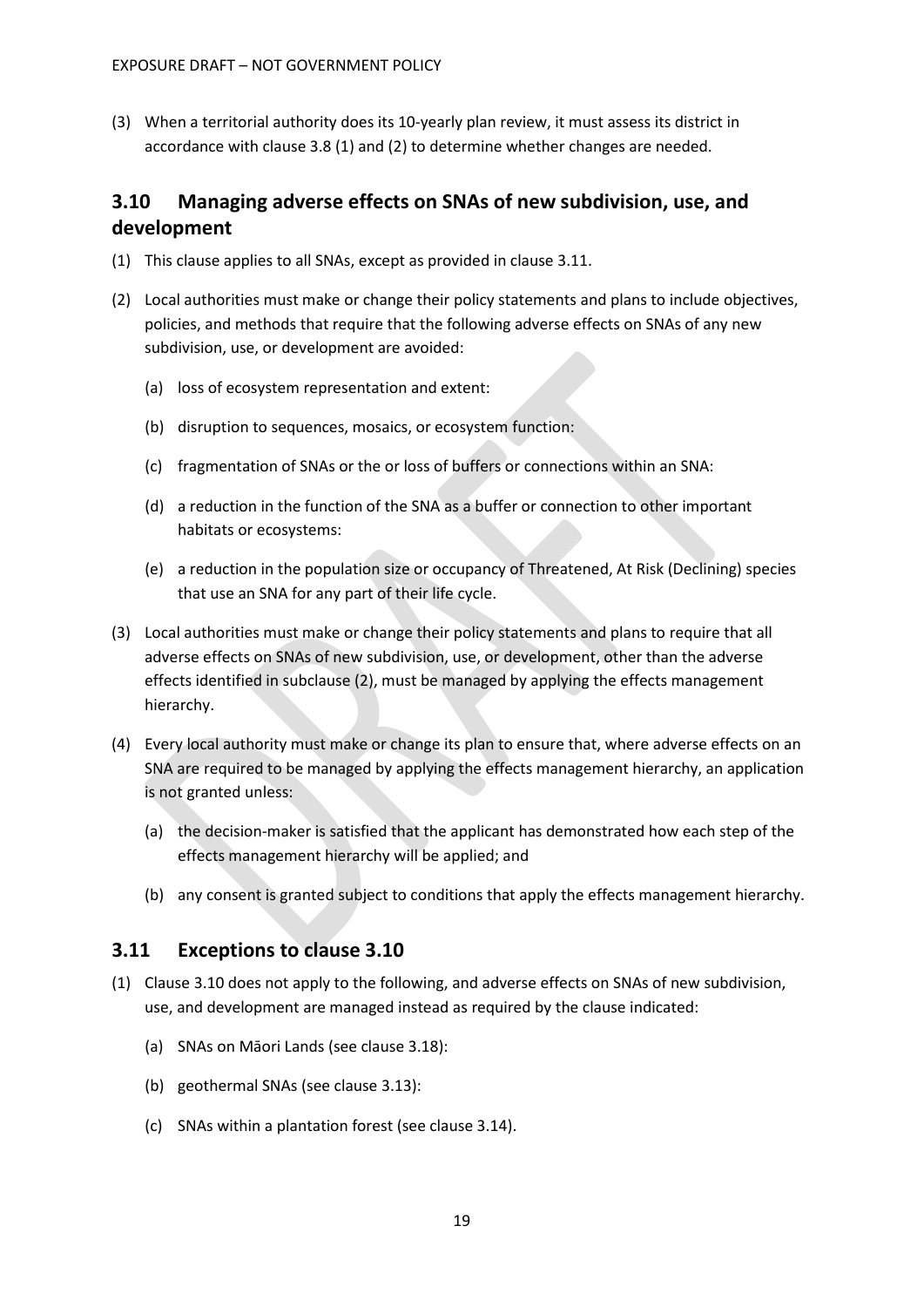(3) When a territorial authority does its 10-yearly plan review, it must assess its district in accordance with clause 3.8 (1) and (2) to determine whether changes are needed.

## 3.10 Managing adverse effects on SNAs of new subdivision, use, and development

(1) This clause applies to all SNAs, except as provided in clause 3.11.

(2) Local authorities must make or change their policy statements and plans to include objectives, policies, and methods that require that the following adverse effects on SNAs of any new subdivision, use, or development are avoided:

  (a) loss of ecosystem representation and extent:

  (b) disruption to sequences, mosaics, or ecosystem function:

  (c) fragmentation of SNAs or the or loss of buffers or connections within an SNA:

  (d) a reduction in the function of the SNA as a buffer or connection to other important habitats or ecosystems:

  (e) a reduction in the population size or occupancy of Threatened, At Risk (Declining) species that use an SNA for any part of their life cycle.

(3) Local authorities must make or change their policy statements and plans to require that all adverse effects on SNAs of new subdivision, use, or development, other than the adverse effects identified in subclause (2), must be managed by applying the effects management hierarchy.

(4) Every local authority must make or change its plan to ensure that, where adverse effects on an SNA are required to be managed by applying the effects management hierarchy, an application is not granted unless:

  (a) the decision-maker is satisfied that the applicant has demonstrated how each step of the effects management hierarchy will be applied; and

  (b) any consent is granted subject to conditions that apply the effects management hierarchy.

## 3.11 Exceptions to clause 3.10

(1) Clause 3.10 does not apply to the following, and adverse effects on SNAs of new subdivision, use, and development are managed instead as required by the clause indicated:

  (a) SNAs on Māori Lands (see clause 3.18):

  (b) geothermal SNAs (see clause 3.13):

  (c) SNAs within a plantation forest (see clause 3.14).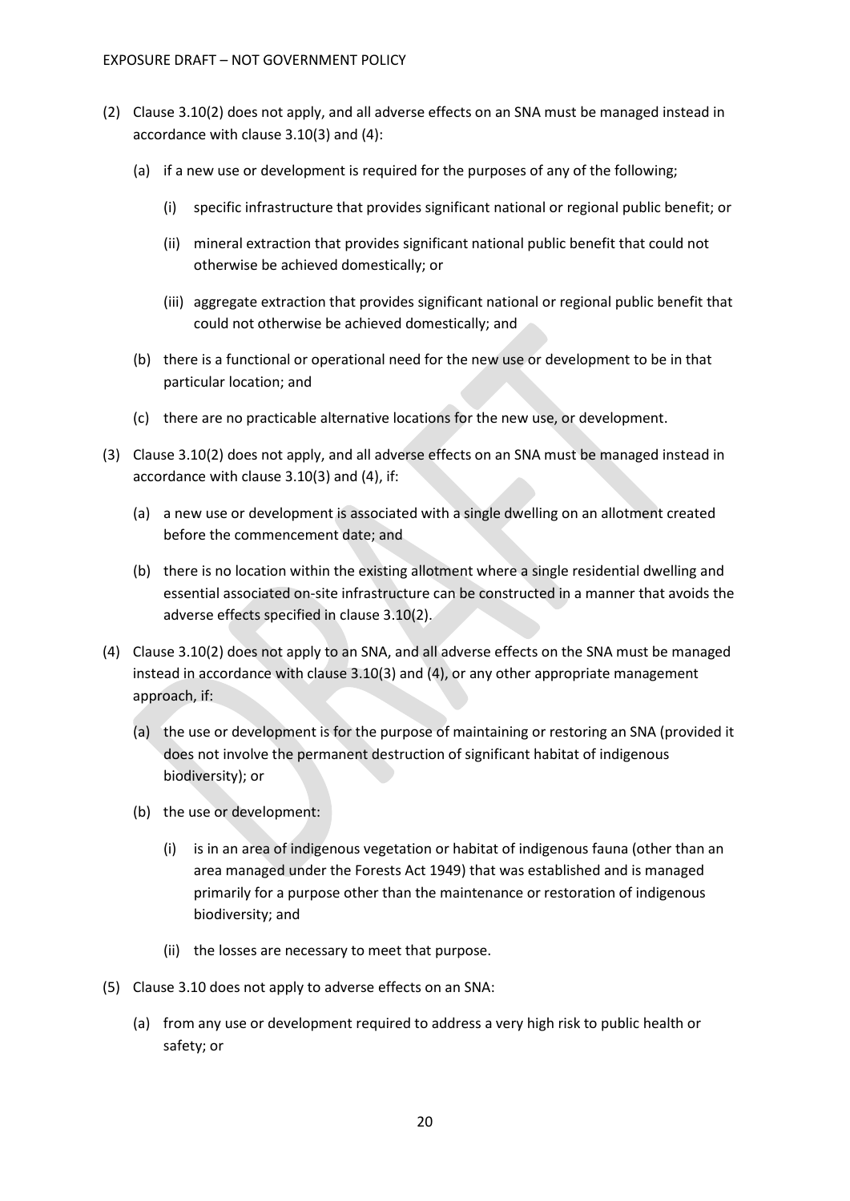(2) Clause 3.10(2) does not apply, and all adverse effects on an SNA must be managed instead in accordance with clause 3.10(3) and (4):

   (a) if a new use or development is required for the purposes of any of the following;

      (i) specific infrastructure that provides significant national or regional public benefit; or

      (ii) mineral extraction that provides significant national public benefit that could not otherwise be achieved domestically; or

      (iii) aggregate extraction that provides significant national or regional public benefit that could not otherwise be achieved domestically; and

   (b) there is a functional or operational need for the new use or development to be in that particular location; and

   (c) there are no practicable alternative locations for the new use, or development.

(3) Clause 3.10(2) does not apply, and all adverse effects on an SNA must be managed instead in accordance with clause 3.10(3) and (4), if:

   (a) a new use or development is associated with a single dwelling on an allotment created before the commencement date; and

   (b) there is no location within the existing allotment where a single residential dwelling and essential associated on-site infrastructure can be constructed in a manner that avoids the adverse effects specified in clause 3.10(2).

(4) Clause 3.10(2) does not apply to an SNA, and all adverse effects on the SNA must be managed instead in accordance with clause 3.10(3) and (4), or any other appropriate management approach, if:

   (a) the use or development is for the purpose of maintaining or restoring an SNA (provided it does not involve the permanent destruction of significant habitat of indigenous biodiversity); or

   (b) the use or development:

      (i) is in an area of indigenous vegetation or habitat of indigenous fauna (other than an area managed under the Forests Act 1949) that was established and is managed primarily for a purpose other than the maintenance or restoration of indigenous biodiversity; and

      (ii) the losses are necessary to meet that purpose.

(5) Clause 3.10 does not apply to adverse effects on an SNA:

   (a) from any use or development required to address a very high risk to public health or safety; or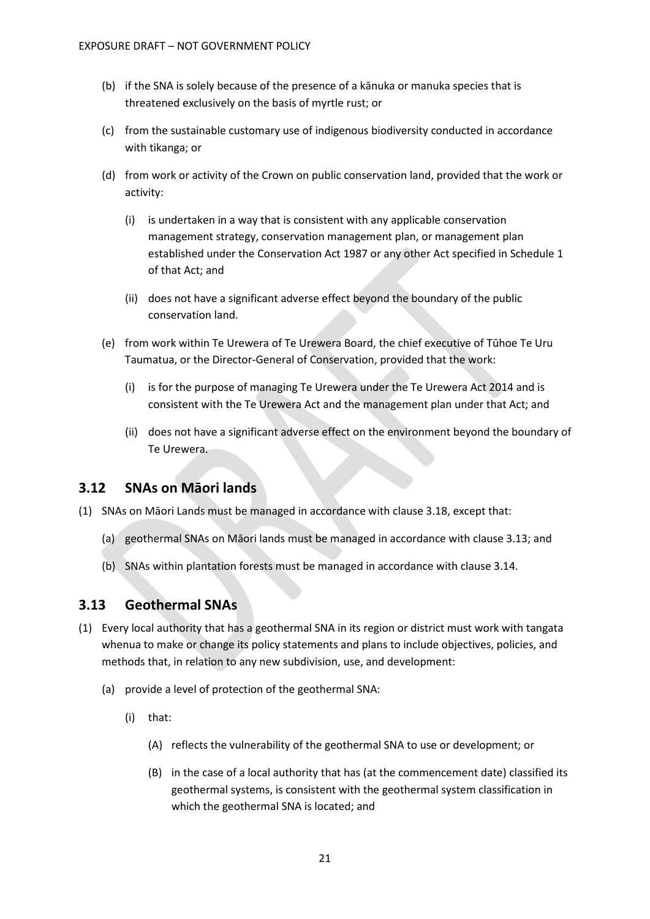(b) if the SNA is solely because of the presence of a kānuka or manuka species that is threatened exclusively on the basis of myrtle rust; or

(c) from the sustainable customary use of indigenous biodiversity conducted in accordance with tikanga; or

(d) from work or activity of the Crown on public conservation land, provided that the work or activity:

  (i) is undertaken in a way that is consistent with any applicable conservation management strategy, conservation management plan, or management plan established under the Conservation Act 1987 or any other Act specified in Schedule 1 of that Act; and

  (ii) does not have a significant adverse effect beyond the boundary of the public conservation land.

(e) from work within Te Urewera of Te Urewera Board, the chief executive of Tūhoe Te Uru Taumatua, or the Director-General of Conservation, provided that the work:

  (i) is for the purpose of managing Te Urewera under the Te Urewera Act 2014 and is consistent with the Te Urewera Act and the management plan under that Act; and

  (ii) does not have a significant adverse effect on the environment beyond the boundary of Te Urewera.

## 3.12 SNAs on Māori lands

(1) SNAs on Māori Lands must be managed in accordance with clause 3.18, except that:

  (a) geothermal SNAs on Māori lands must be managed in accordance with clause 3.13; and

  (b) SNAs within plantation forests must be managed in accordance with clause 3.14.

## 3.13 Geothermal SNAs

(1) Every local authority that has a geothermal SNA in its region or district must work with tangata whenua to make or change its policy statements and plans to include objectives, policies, and methods that, in relation to any new subdivision, use, and development:

  (a) provide a level of protection of the geothermal SNA:

    (i) that:

      (A) reflects the vulnerability of the geothermal SNA to use or development; or

      (B) in the case of a local authority that has (at the commencement date) classified its geothermal systems, is consistent with the geothermal system classification in which the geothermal SNA is located; and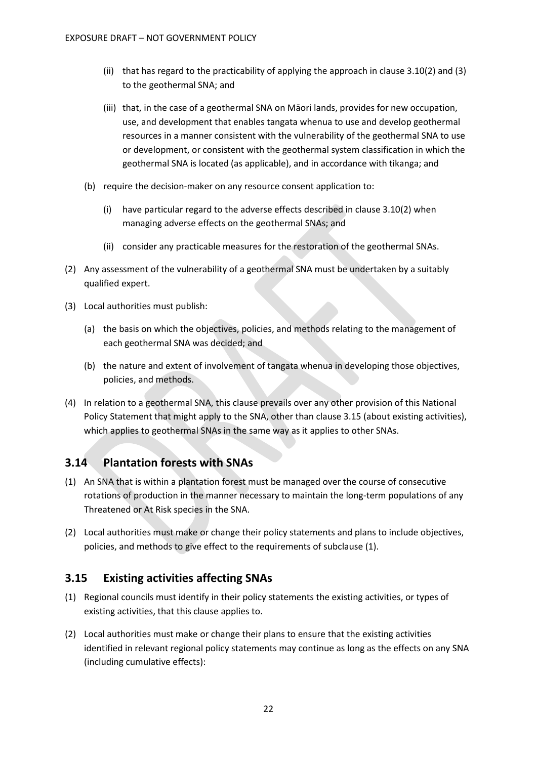(ii) that has regard to the practicability of applying the approach in clause 3.10(2) and (3) to the geothermal SNA; and

(iii) that, in the case of a geothermal SNA on Māori lands, provides for new occupation, use, and development that enables tangata whenua to use and develop geothermal resources in a manner consistent with the vulnerability of the geothermal SNA to use or development, or consistent with the geothermal system classification in which the geothermal SNA is located (as applicable), and in accordance with tikanga; and

(b) require the decision-maker on any resource consent application to:

(i) have particular regard to the adverse effects described in clause 3.10(2) when managing adverse effects on the geothermal SNAs; and

(ii) consider any practicable measures for the restoration of the geothermal SNAs.

(2) Any assessment of the vulnerability of a geothermal SNA must be undertaken by a suitably qualified expert.

(3) Local authorities must publish:

(a) the basis on which the objectives, policies, and methods relating to the management of each geothermal SNA was decided; and

(b) the nature and extent of involvement of tangata whenua in developing those objectives, policies, and methods.

(4) In relation to a geothermal SNA, this clause prevails over any other provision of this National Policy Statement that might apply to the SNA, other than clause 3.15 (about existing activities), which applies to geothermal SNAs in the same way as it applies to other SNAs.

## 3.14 Plantation forests with SNAs

(1) An SNA that is within a plantation forest must be managed over the course of consecutive rotations of production in the manner necessary to maintain the long-term populations of any Threatened or At Risk species in the SNA.

(2) Local authorities must make or change their policy statements and plans to include objectives, policies, and methods to give effect to the requirements of subclause (1).

## 3.15 Existing activities affecting SNAs

(1) Regional councils must identify in their policy statements the existing activities, or types of existing activities, that this clause applies to.

(2) Local authorities must make or change their plans to ensure that the existing activities identified in relevant regional policy statements may continue as long as the effects on any SNA (including cumulative effects):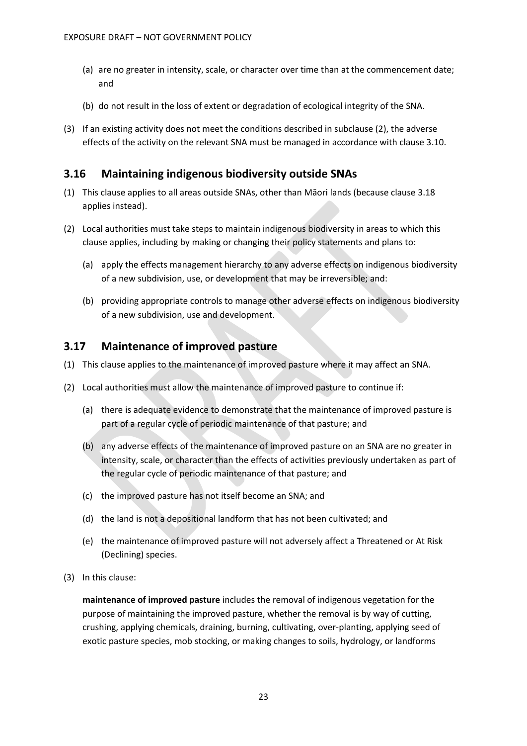(a) are no greater in intensity, scale, or character over time than at the commencement date; and

(b) do not result in the loss of extent or degradation of ecological integrity of the SNA.

(3) If an existing activity does not meet the conditions described in subclause (2), the adverse effects of the activity on the relevant SNA must be managed in accordance with clause 3.10.

## 3.16 Maintaining indigenous biodiversity outside SNAs

(1) This clause applies to all areas outside SNAs, other than Māori lands (because clause 3.18 applies instead).

(2) Local authorities must take steps to maintain indigenous biodiversity in areas to which this clause applies, including by making or changing their policy statements and plans to:

  (a) apply the effects management hierarchy to any adverse effects on indigenous biodiversity of a new subdivision, use, or development that may be irreversible; and:

  (b) providing appropriate controls to manage other adverse effects on indigenous biodiversity of a new subdivision, use and development.

## 3.17 Maintenance of improved pasture

(1) This clause applies to the maintenance of improved pasture where it may affect an SNA.

(2) Local authorities must allow the maintenance of improved pasture to continue if:

  (a) there is adequate evidence to demonstrate that the maintenance of improved pasture is part of a regular cycle of periodic maintenance of that pasture; and

  (b) any adverse effects of the maintenance of improved pasture on an SNA are no greater in intensity, scale, or character than the effects of activities previously undertaken as part of the regular cycle of periodic maintenance of that pasture; and

  (c) the improved pasture has not itself become an SNA; and

  (d) the land is not a depositional landform that has not been cultivated; and

  (e) the maintenance of improved pasture will not adversely affect a Threatened or At Risk (Declining) species.

(3) In this clause:

**maintenance of improved pasture** includes the removal of indigenous vegetation for the purpose of maintaining the improved pasture, whether the removal is by way of cutting, crushing, applying chemicals, draining, burning, cultivating, over-planting, applying seed of exotic pasture species, mob stocking, or making changes to soils, hydrology, or landforms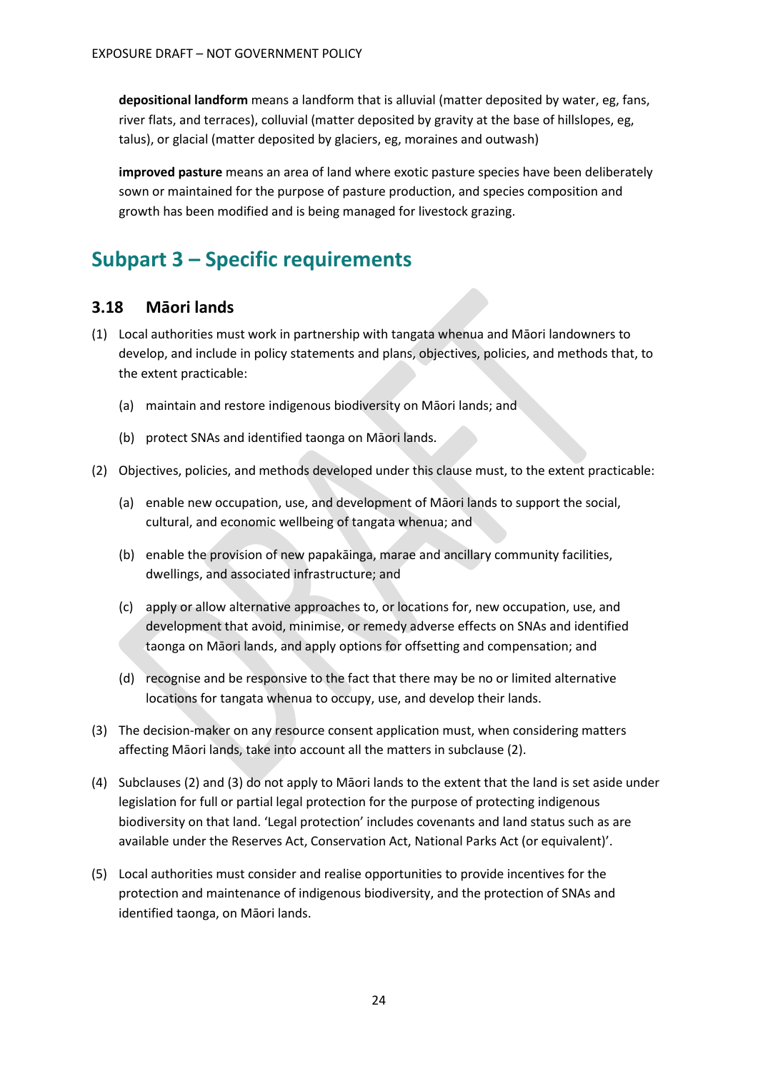**depositional landform** means a landform that is alluvial (matter deposited by water, eg, fans, river flats, and terraces), colluvial (matter deposited by gravity at the base of hillslopes, eg, talus), or glacial (matter deposited by glaciers, eg, moraines and outwash)

**improved pasture** means an area of land where exotic pasture species have been deliberately sown or maintained for the purpose of pasture production, and species composition and growth has been modified and is being managed for livestock grazing.

## Subpart 3 – Specific requirements

### 3.18 Māori lands

(1) Local authorities must work in partnership with tangata whenua and Māori landowners to develop, and include in policy statements and plans, objectives, policies, and methods that, to the extent practicable:

  (a) maintain and restore indigenous biodiversity on Māori lands; and

  (b) protect SNAs and identified taonga on Māori lands.

(2) Objectives, policies, and methods developed under this clause must, to the extent practicable:

  (a) enable new occupation, use, and development of Māori lands to support the social, cultural, and economic wellbeing of tangata whenua; and

  (b) enable the provision of new papakāinga, marae and ancillary community facilities, dwellings, and associated infrastructure; and

  (c) apply or allow alternative approaches to, or locations for, new occupation, use, and development that avoid, minimise, or remedy adverse effects on SNAs and identified taonga on Māori lands, and apply options for offsetting and compensation; and

  (d) recognise and be responsive to the fact that there may be no or limited alternative locations for tangata whenua to occupy, use, and develop their lands.

(3) The decision-maker on any resource consent application must, when considering matters affecting Māori lands, take into account all the matters in subclause (2).

(4) Subclauses (2) and (3) do not apply to Māori lands to the extent that the land is set aside under legislation for full or partial legal protection for the purpose of protecting indigenous biodiversity on that land. 'Legal protection' includes covenants and land status such as are available under the Reserves Act, Conservation Act, National Parks Act (or equivalent)'.

(5) Local authorities must consider and realise opportunities to provide incentives for the protection and maintenance of indigenous biodiversity, and the protection of SNAs and identified taonga, on Māori lands.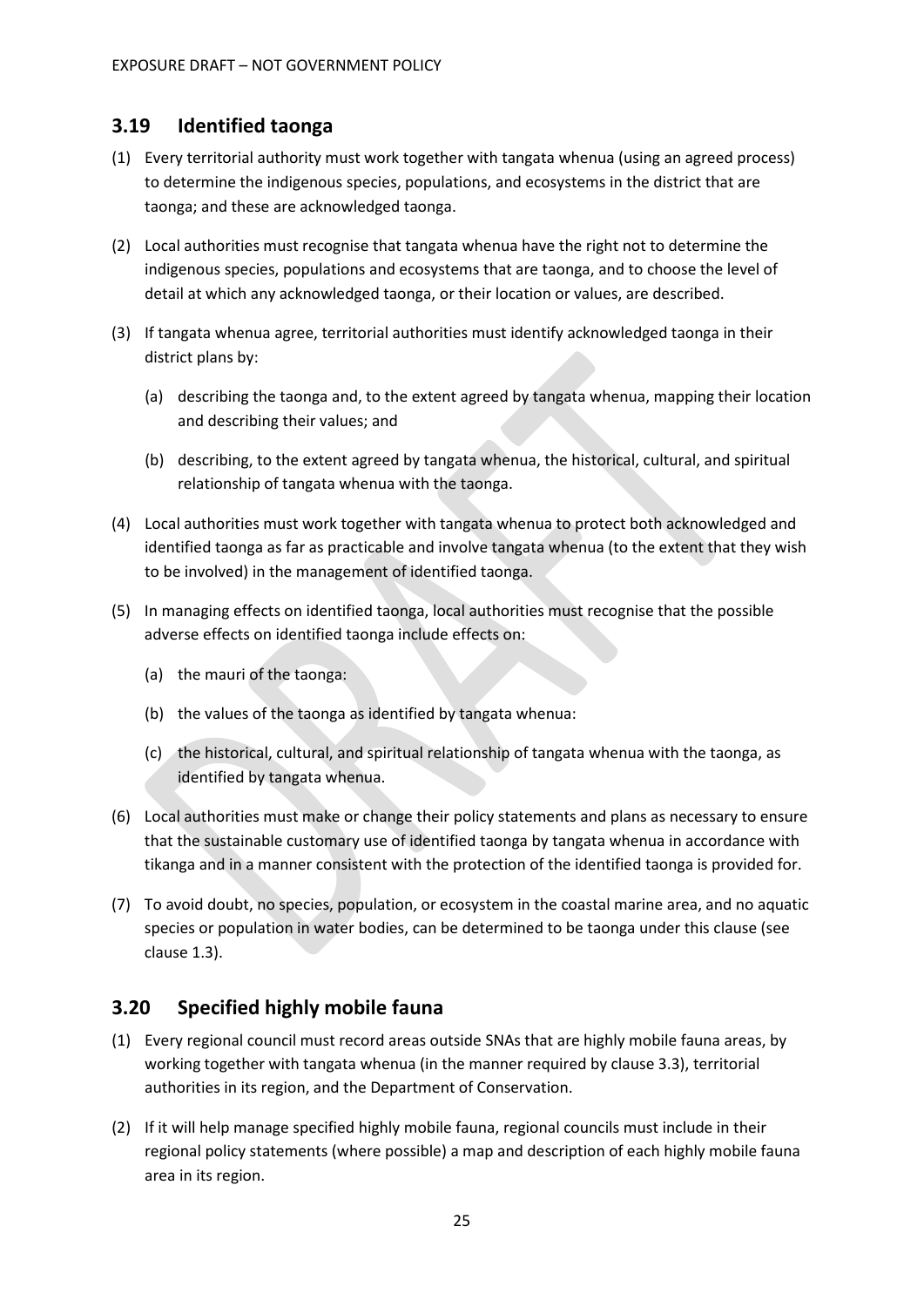## 3.19 Identified taonga

(1) Every territorial authority must work together with tangata whenua (using an agreed process) to determine the indigenous species, populations, and ecosystems in the district that are taonga; and these are acknowledged taonga.

(2) Local authorities must recognise that tangata whenua have the right not to determine the indigenous species, populations and ecosystems that are taonga, and to choose the level of detail at which any acknowledged taonga, or their location or values, are described.

(3) If tangata whenua agree, territorial authorities must identify acknowledged taonga in their district plans by:

   (a) describing the taonga and, to the extent agreed by tangata whenua, mapping their location and describing their values; and

   (b) describing, to the extent agreed by tangata whenua, the historical, cultural, and spiritual relationship of tangata whenua with the taonga.

(4) Local authorities must work together with tangata whenua to protect both acknowledged and identified taonga as far as practicable and involve tangata whenua (to the extent that they wish to be involved) in the management of identified taonga.

(5) In managing effects on identified taonga, local authorities must recognise that the possible adverse effects on identified taonga include effects on:

   (a) the mauri of the taonga:

   (b) the values of the taonga as identified by tangata whenua:

   (c) the historical, cultural, and spiritual relationship of tangata whenua with the taonga, as identified by tangata whenua.

(6) Local authorities must make or change their policy statements and plans as necessary to ensure that the sustainable customary use of identified taonga by tangata whenua in accordance with tikanga and in a manner consistent with the protection of the identified taonga is provided for.

(7) To avoid doubt, no species, population, or ecosystem in the coastal marine area, and no aquatic species or population in water bodies, can be determined to be taonga under this clause (see clause 1.3).

## 3.20 Specified highly mobile fauna

(1) Every regional council must record areas outside SNAs that are highly mobile fauna areas, by working together with tangata whenua (in the manner required by clause 3.3), territorial authorities in its region, and the Department of Conservation.

(2) If it will help manage specified highly mobile fauna, regional councils must include in their regional policy statements (where possible) a map and description of each highly mobile fauna area in its region.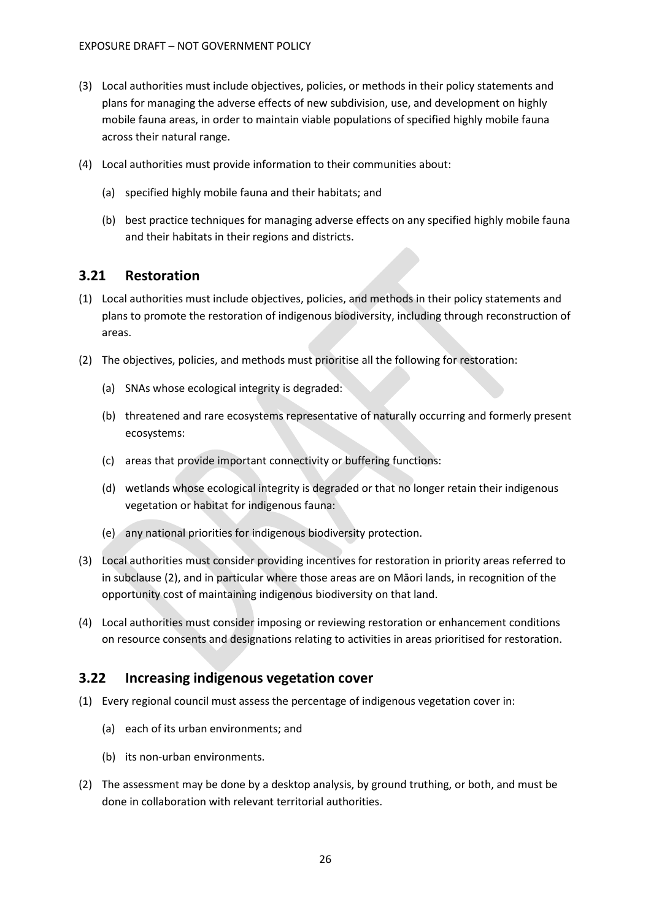(3) Local authorities must include objectives, policies, or methods in their policy statements and plans for managing the adverse effects of new subdivision, use, and development on highly mobile fauna areas, in order to maintain viable populations of specified highly mobile fauna across their natural range.

(4) Local authorities must provide information to their communities about:

  (a) specified highly mobile fauna and their habitats; and

  (b) best practice techniques for managing adverse effects on any specified highly mobile fauna and their habitats in their regions and districts.

## 3.21 Restoration

(1) Local authorities must include objectives, policies, and methods in their policy statements and plans to promote the restoration of indigenous biodiversity, including through reconstruction of areas.

(2) The objectives, policies, and methods must prioritise all the following for restoration:

  (a) SNAs whose ecological integrity is degraded:

  (b) threatened and rare ecosystems representative of naturally occurring and formerly present ecosystems:

  (c) areas that provide important connectivity or buffering functions:

  (d) wetlands whose ecological integrity is degraded or that no longer retain their indigenous vegetation or habitat for indigenous fauna:

  (e) any national priorities for indigenous biodiversity protection.

(3) Local authorities must consider providing incentives for restoration in priority areas referred to in subclause (2), and in particular where those areas are on Māori lands, in recognition of the opportunity cost of maintaining indigenous biodiversity on that land.

(4) Local authorities must consider imposing or reviewing restoration or enhancement conditions on resource consents and designations relating to activities in areas prioritised for restoration.

## 3.22 Increasing indigenous vegetation cover

(1) Every regional council must assess the percentage of indigenous vegetation cover in:

  (a) each of its urban environments; and

  (b) its non-urban environments.

(2) The assessment may be done by a desktop analysis, by ground truthing, or both, and must be done in collaboration with relevant territorial authorities.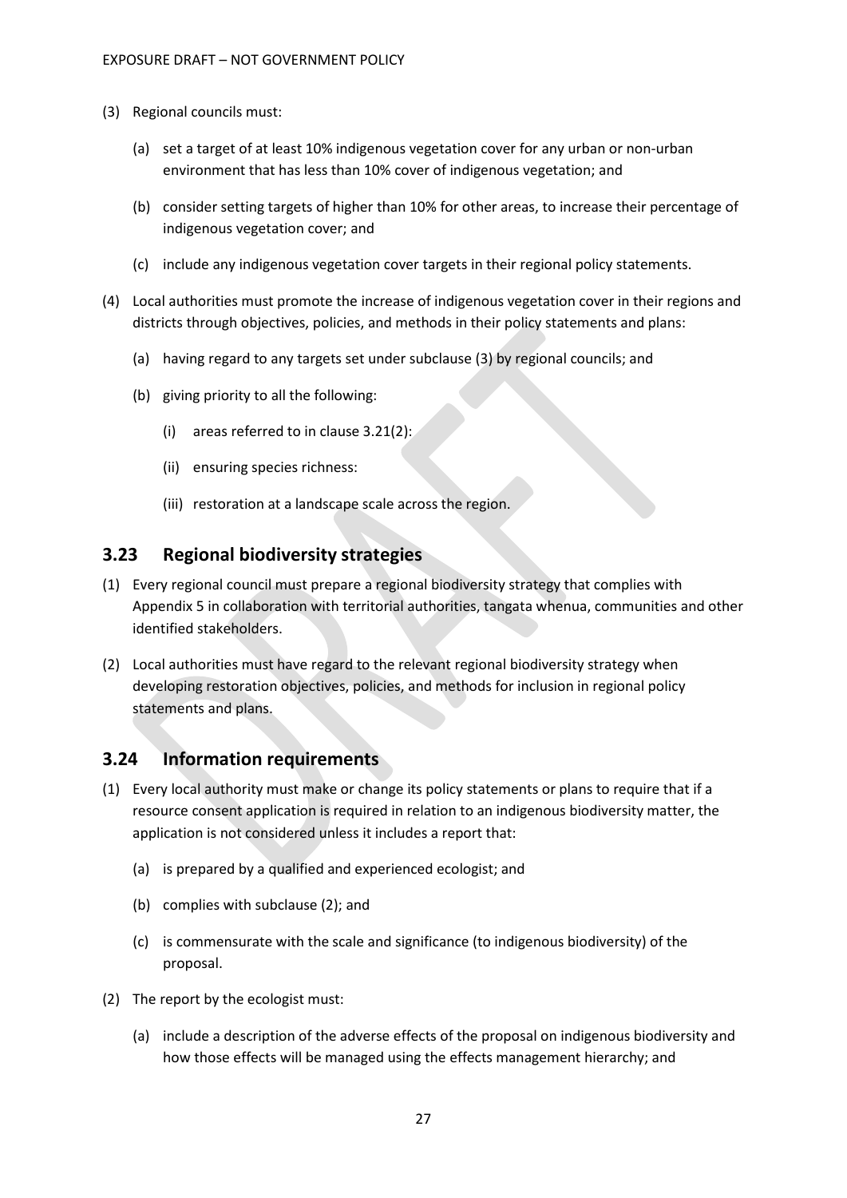(3) Regional councils must:

   (a) set a target of at least 10% indigenous vegetation cover for any urban or non-urban environment that has less than 10% cover of indigenous vegetation; and

   (b) consider setting targets of higher than 10% for other areas, to increase their percentage of indigenous vegetation cover; and

   (c) include any indigenous vegetation cover targets in their regional policy statements.

(4) Local authorities must promote the increase of indigenous vegetation cover in their regions and districts through objectives, policies, and methods in their policy statements and plans:

   (a) having regard to any targets set under subclause (3) by regional councils; and

   (b) giving priority to all the following:

      (i) areas referred to in clause 3.21(2):

      (ii) ensuring species richness:

      (iii) restoration at a landscape scale across the region.

## 3.23 Regional biodiversity strategies

(1) Every regional council must prepare a regional biodiversity strategy that complies with Appendix 5 in collaboration with territorial authorities, tangata whenua, communities and other identified stakeholders.

(2) Local authorities must have regard to the relevant regional biodiversity strategy when developing restoration objectives, policies, and methods for inclusion in regional policy statements and plans.

## 3.24 Information requirements

(1) Every local authority must make or change its policy statements or plans to require that if a resource consent application is required in relation to an indigenous biodiversity matter, the application is not considered unless it includes a report that:

   (a) is prepared by a qualified and experienced ecologist; and

   (b) complies with subclause (2); and

   (c) is commensurate with the scale and significance (to indigenous biodiversity) of the proposal.

(2) The report by the ecologist must:

   (a) include a description of the adverse effects of the proposal on indigenous biodiversity and how those effects will be managed using the effects management hierarchy; and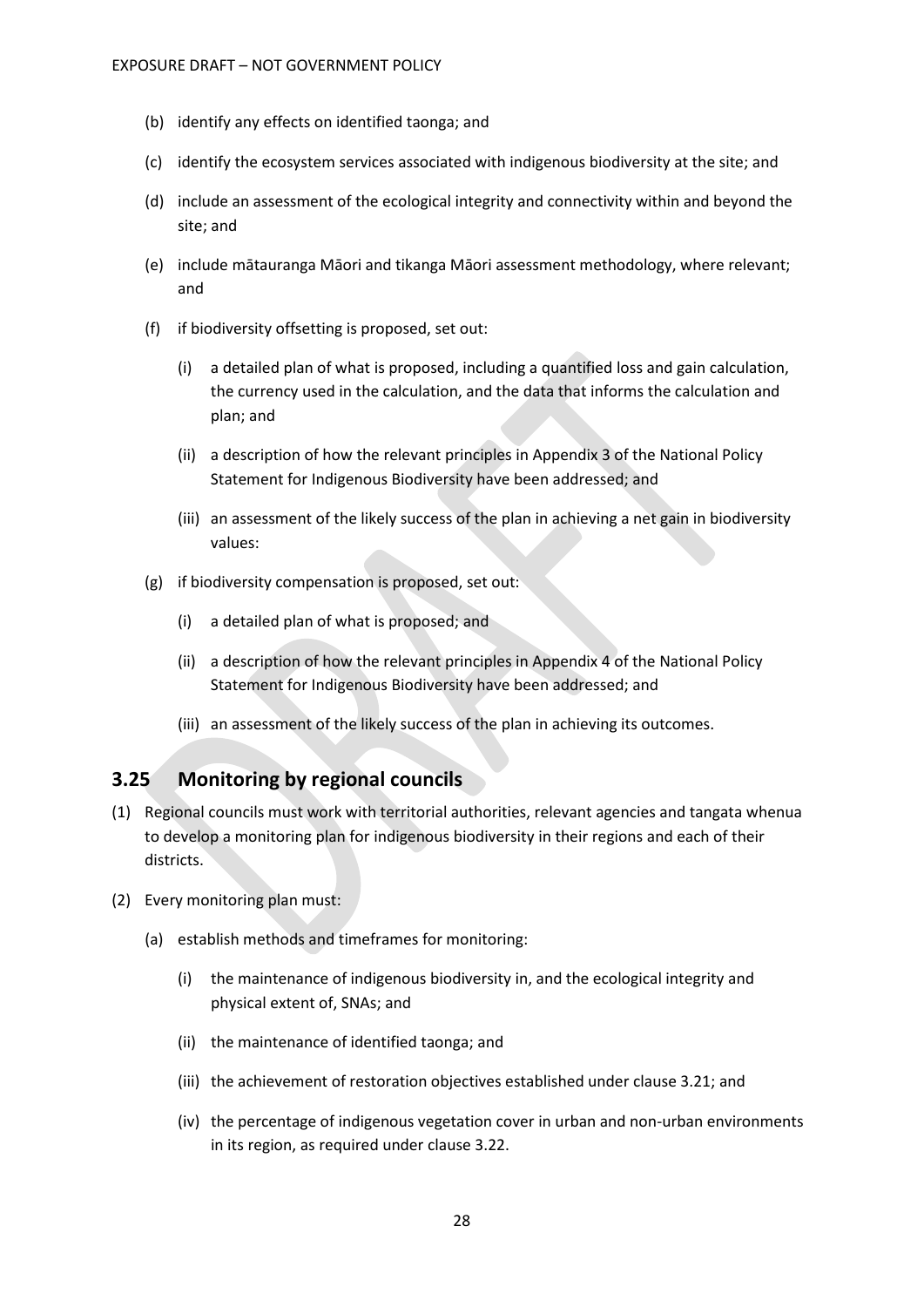(b) identify any effects on identified taonga; and

(c) identify the ecosystem services associated with indigenous biodiversity at the site; and

(d) include an assessment of the ecological integrity and connectivity within and beyond the site; and

(e) include mātauranga Māori and tikanga Māori assessment methodology, where relevant; and

(f) if biodiversity offsetting is proposed, set out:

 (i) a detailed plan of what is proposed, including a quantified loss and gain calculation, the currency used in the calculation, and the data that informs the calculation and plan; and

 (ii) a description of how the relevant principles in Appendix 3 of the National Policy Statement for Indigenous Biodiversity have been addressed; and

 (iii) an assessment of the likely success of the plan in achieving a net gain in biodiversity values:

(g) if biodiversity compensation is proposed, set out:

 (i) a detailed plan of what is proposed; and

 (ii) a description of how the relevant principles in Appendix 4 of the National Policy Statement for Indigenous Biodiversity have been addressed; and

 (iii) an assessment of the likely success of the plan in achieving its outcomes.

## 3.25 Monitoring by regional councils

(1) Regional councils must work with territorial authorities, relevant agencies and tangata whenua to develop a monitoring plan for indigenous biodiversity in their regions and each of their districts.

(2) Every monitoring plan must:

 (a) establish methods and timeframes for monitoring:

  (i) the maintenance of indigenous biodiversity in, and the ecological integrity and physical extent of, SNAs; and

  (ii) the maintenance of identified taonga; and

  (iii) the achievement of restoration objectives established under clause 3.21; and

  (iv) the percentage of indigenous vegetation cover in urban and non-urban environments in its region, as required under clause 3.22.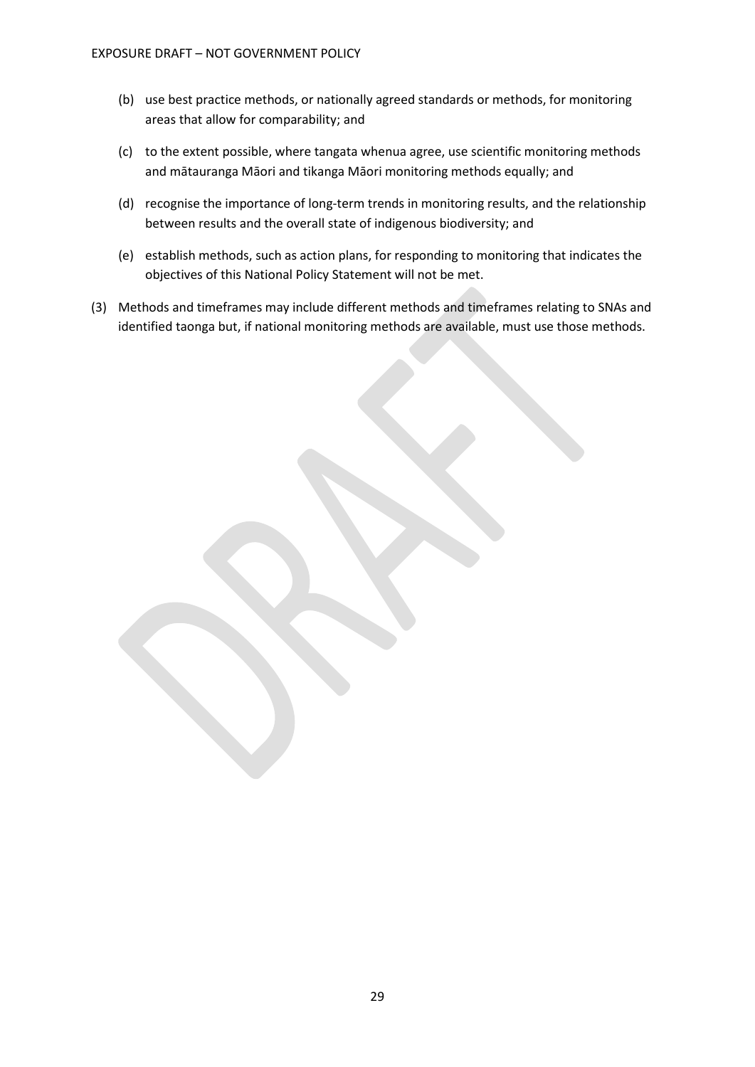(b) use best practice methods, or nationally agreed standards or methods, for monitoring areas that allow for comparability; and

(c) to the extent possible, where tangata whenua agree, use scientific monitoring methods and mātauranga Māori and tikanga Māori monitoring methods equally; and

(d) recognise the importance of long-term trends in monitoring results, and the relationship between results and the overall state of indigenous biodiversity; and

(e) establish methods, such as action plans, for responding to monitoring that indicates the objectives of this National Policy Statement will not be met.

(3) Methods and timeframes may include different methods and timeframes relating to SNAs and identified taonga but, if national monitoring methods are available, must use those methods.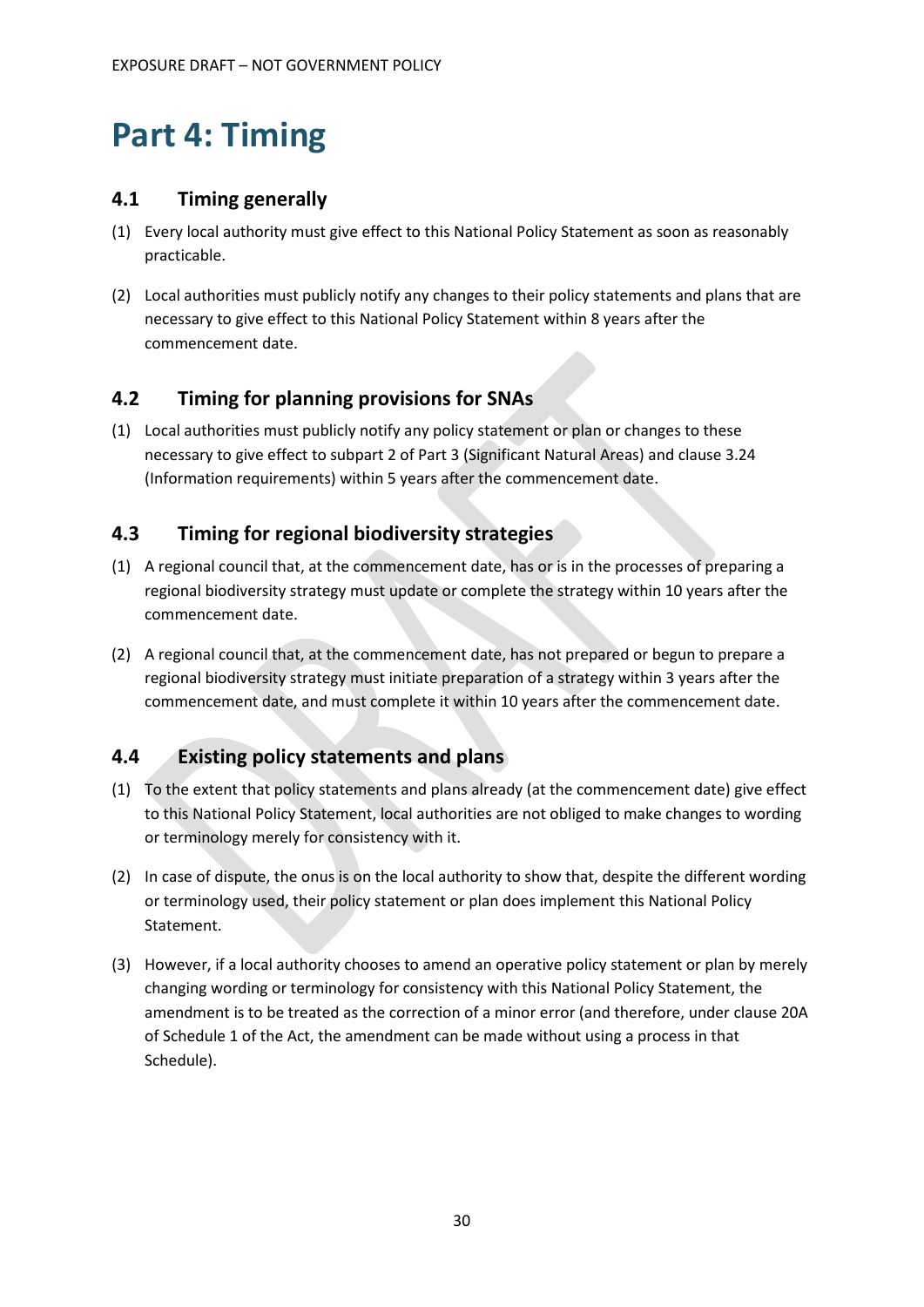# Part 4: Timing

## 4.1 Timing generally

(1) Every local authority must give effect to this National Policy Statement as soon as reasonably practicable.

(2) Local authorities must publicly notify any changes to their policy statements and plans that are necessary to give effect to this National Policy Statement within 8 years after the commencement date.

## 4.2 Timing for planning provisions for SNAs

(1) Local authorities must publicly notify any policy statement or plan or changes to these necessary to give effect to subpart 2 of Part 3 (Significant Natural Areas) and clause 3.24 (Information requirements) within 5 years after the commencement date.

## 4.3 Timing for regional biodiversity strategies

(1) A regional council that, at the commencement date, has or is in the processes of preparing a regional biodiversity strategy must update or complete the strategy within 10 years after the commencement date.

(2) A regional council that, at the commencement date, has not prepared or begun to prepare a regional biodiversity strategy must initiate preparation of a strategy within 3 years after the commencement date, and must complete it within 10 years after the commencement date.

## 4.4 Existing policy statements and plans

(1) To the extent that policy statements and plans already (at the commencement date) give effect to this National Policy Statement, local authorities are not obliged to make changes to wording or terminology merely for consistency with it.

(2) In case of dispute, the onus is on the local authority to show that, despite the different wording or terminology used, their policy statement or plan does implement this National Policy Statement.

(3) However, if a local authority chooses to amend an operative policy statement or plan by merely changing wording or terminology for consistency with this National Policy Statement, the amendment is to be treated as the correction of a minor error (and therefore, under clause 20A of Schedule 1 of the Act, the amendment can be made without using a process in that Schedule).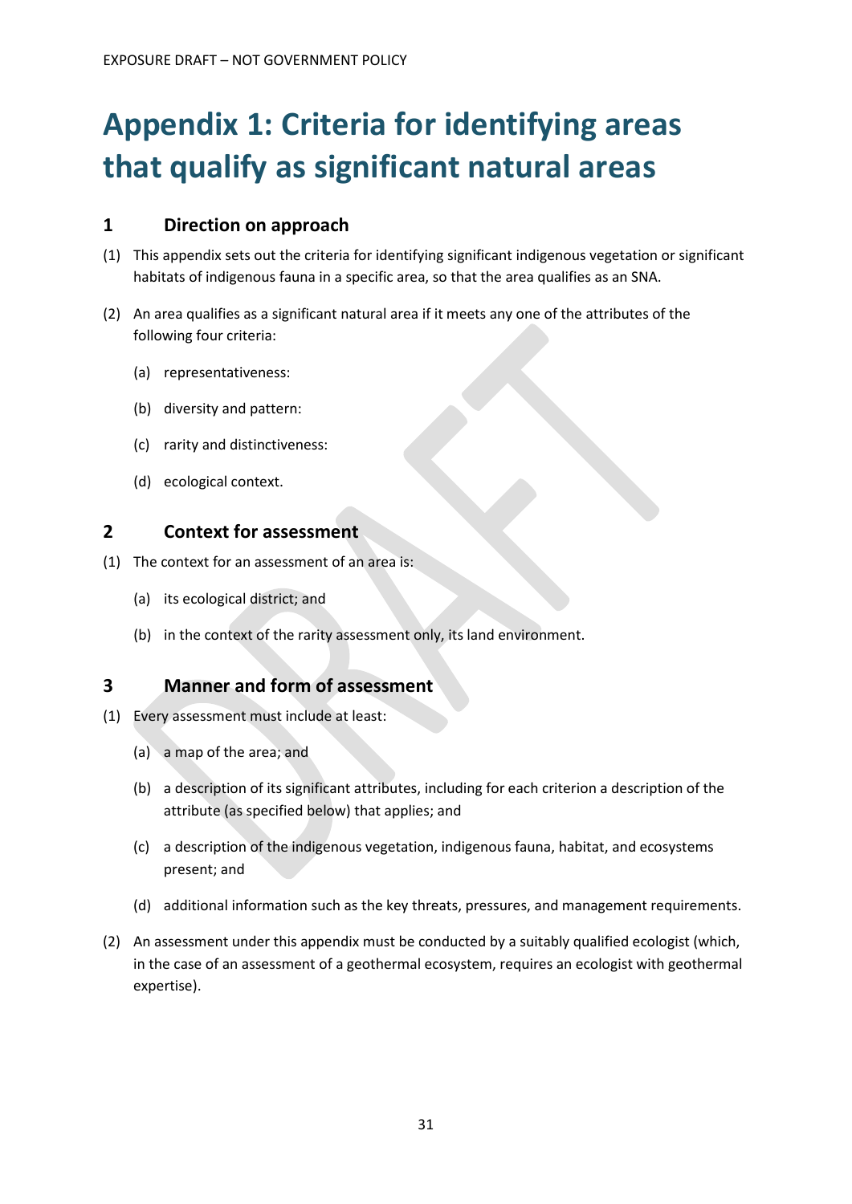# Appendix 1: Criteria for identifying areas that qualify as significant natural areas

## 1 Direction on approach

(1) This appendix sets out the criteria for identifying significant indigenous vegetation or significant habitats of indigenous fauna in a specific area, so that the area qualifies as an SNA.

(2) An area qualifies as a significant natural area if it meets any one of the attributes of the following four criteria:

   (a) representativeness:

   (b) diversity and pattern:

   (c) rarity and distinctiveness:

   (d) ecological context.

## 2 Context for assessment

(1) The context for an assessment of an area is:

   (a) its ecological district; and

   (b) in the context of the rarity assessment only, its land environment.

## 3 Manner and form of assessment

(1) Every assessment must include at least:

   (a) a map of the area; and

   (b) a description of its significant attributes, including for each criterion a description of the attribute (as specified below) that applies; and

   (c) a description of the indigenous vegetation, indigenous fauna, habitat, and ecosystems present; and

   (d) additional information such as the key threats, pressures, and management requirements.

(2) An assessment under this appendix must be conducted by a suitably qualified ecologist (which, in the case of an assessment of a geothermal ecosystem, requires an ecologist with geothermal expertise).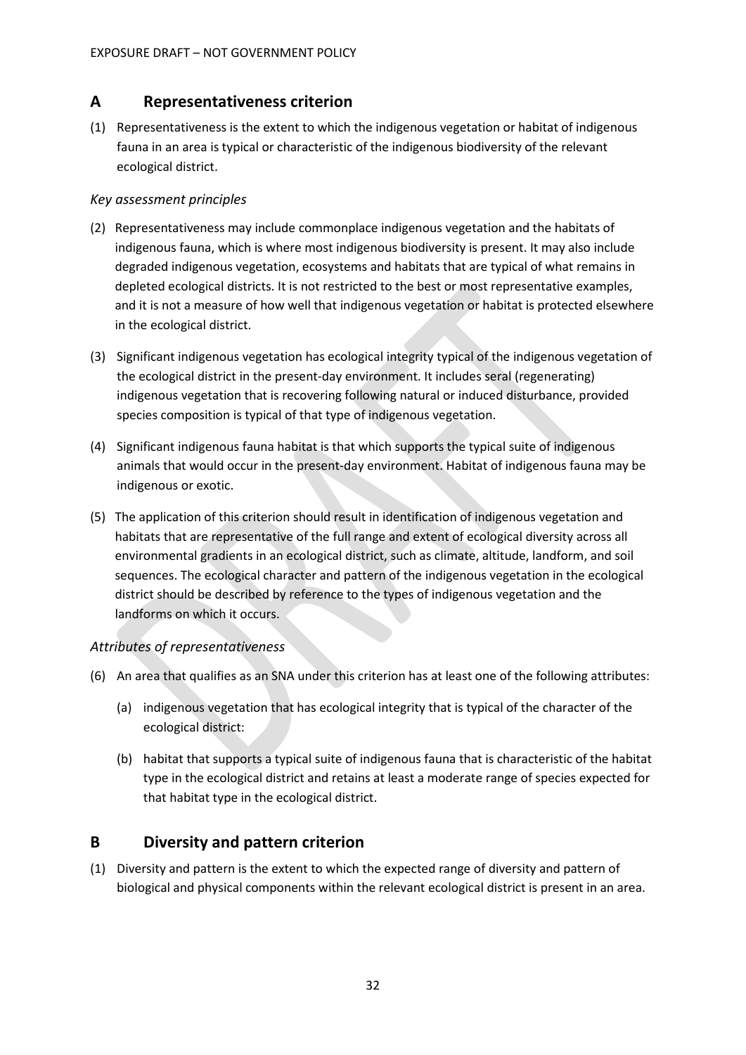## A Representativeness criterion

(1) Representativeness is the extent to which the indigenous vegetation or habitat of indigenous fauna in an area is typical or characteristic of the indigenous biodiversity of the relevant ecological district.

*Key assessment principles*

(2) Representativeness may include commonplace indigenous vegetation and the habitats of indigenous fauna, which is where most indigenous biodiversity is present. It may also include degraded indigenous vegetation, ecosystems and habitats that are typical of what remains in depleted ecological districts. It is not restricted to the best or most representative examples, and it is not a measure of how well that indigenous vegetation or habitat is protected elsewhere in the ecological district.

(3) Significant indigenous vegetation has ecological integrity typical of the indigenous vegetation of the ecological district in the present-day environment. It includes seral (regenerating) indigenous vegetation that is recovering following natural or induced disturbance, provided species composition is typical of that type of indigenous vegetation.

(4) Significant indigenous fauna habitat is that which supports the typical suite of indigenous animals that would occur in the present-day environment. Habitat of indigenous fauna may be indigenous or exotic.

(5) The application of this criterion should result in identification of indigenous vegetation and habitats that are representative of the full range and extent of ecological diversity across all environmental gradients in an ecological district, such as climate, altitude, landform, and soil sequences. The ecological character and pattern of the indigenous vegetation in the ecological district should be described by reference to the types of indigenous vegetation and the landforms on which it occurs.

*Attributes of representativeness*

(6) An area that qualifies as an SNA under this criterion has at least one of the following attributes:

(a) indigenous vegetation that has ecological integrity that is typical of the character of the ecological district:

(b) habitat that supports a typical suite of indigenous fauna that is characteristic of the habitat type in the ecological district and retains at least a moderate range of species expected for that habitat type in the ecological district.

## B Diversity and pattern criterion

(1) Diversity and pattern is the extent to which the expected range of diversity and pattern of biological and physical components within the relevant ecological district is present in an area.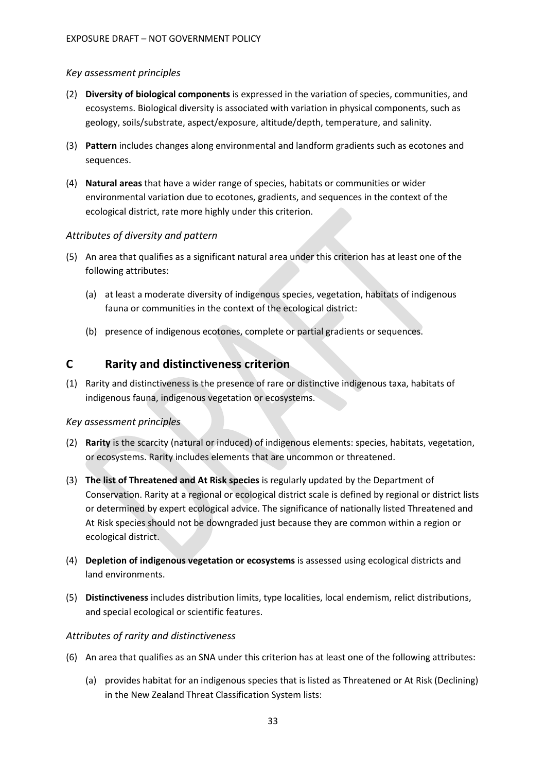*Key assessment principles*

(2) **Diversity of biological components** is expressed in the variation of species, communities, and ecosystems. Biological diversity is associated with variation in physical components, such as geology, soils/substrate, aspect/exposure, altitude/depth, temperature, and salinity.

(3) **Pattern** includes changes along environmental and landform gradients such as ecotones and sequences.

(4) **Natural areas** that have a wider range of species, habitats or communities or wider environmental variation due to ecotones, gradients, and sequences in the context of the ecological district, rate more highly under this criterion.

*Attributes of diversity and pattern*

(5) An area that qualifies as a significant natural area under this criterion has at least one of the following attributes:

   (a) at least a moderate diversity of indigenous species, vegetation, habitats of indigenous fauna or communities in the context of the ecological district:

   (b) presence of indigenous ecotones, complete or partial gradients or sequences.

## C Rarity and distinctiveness criterion

(1) Rarity and distinctiveness is the presence of rare or distinctive indigenous taxa, habitats of indigenous fauna, indigenous vegetation or ecosystems.

*Key assessment principles*

(2) **Rarity** is the scarcity (natural or induced) of indigenous elements: species, habitats, vegetation, or ecosystems. Rarity includes elements that are uncommon or threatened.

(3) **The list of Threatened and At Risk species** is regularly updated by the Department of Conservation. Rarity at a regional or ecological district scale is defined by regional or district lists or determined by expert ecological advice. The significance of nationally listed Threatened and At Risk species should not be downgraded just because they are common within a region or ecological district.

(4) **Depletion of indigenous vegetation or ecosystems** is assessed using ecological districts and land environments.

(5) **Distinctiveness** includes distribution limits, type localities, local endemism, relict distributions, and special ecological or scientific features.

*Attributes of rarity and distinctiveness*

(6) An area that qualifies as an SNA under this criterion has at least one of the following attributes:

   (a) provides habitat for an indigenous species that is listed as Threatened or At Risk (Declining) in the New Zealand Threat Classification System lists: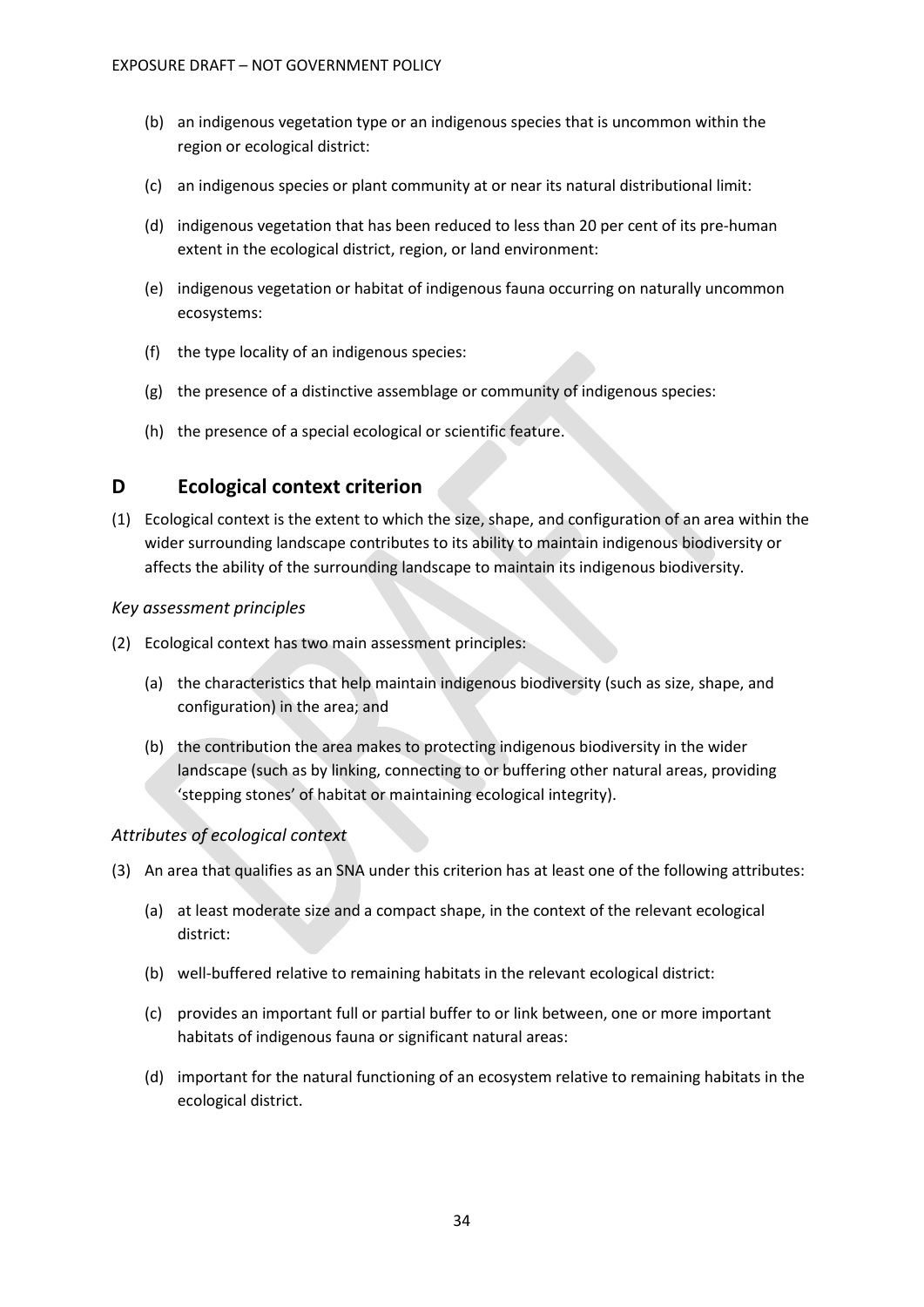- (b) an indigenous vegetation type or an indigenous species that is uncommon within the region or ecological district:
- (c) an indigenous species or plant community at or near its natural distributional limit:
- (d) indigenous vegetation that has been reduced to less than 20 per cent of its pre-human extent in the ecological district, region, or land environment:
- (e) indigenous vegetation or habitat of indigenous fauna occurring on naturally uncommon ecosystems:
- (f) the type locality of an indigenous species:
- (g) the presence of a distinctive assemblage or community of indigenous species:
- (h) the presence of a special ecological or scientific feature.

## D Ecological context criterion

(1) Ecological context is the extent to which the size, shape, and configuration of an area within the wider surrounding landscape contributes to its ability to maintain indigenous biodiversity or affects the ability of the surrounding landscape to maintain its indigenous biodiversity.

*Key assessment principles*

(2) Ecological context has two main assessment principles:

- (a) the characteristics that help maintain indigenous biodiversity (such as size, shape, and configuration) in the area; and
- (b) the contribution the area makes to protecting indigenous biodiversity in the wider landscape (such as by linking, connecting to or buffering other natural areas, providing 'stepping stones' of habitat or maintaining ecological integrity).

*Attributes of ecological context*

(3) An area that qualifies as an SNA under this criterion has at least one of the following attributes:

- (a) at least moderate size and a compact shape, in the context of the relevant ecological district:
- (b) well-buffered relative to remaining habitats in the relevant ecological district:
- (c) provides an important full or partial buffer to or link between, one or more important habitats of indigenous fauna or significant natural areas:
- (d) important for the natural functioning of an ecosystem relative to remaining habitats in the ecological district.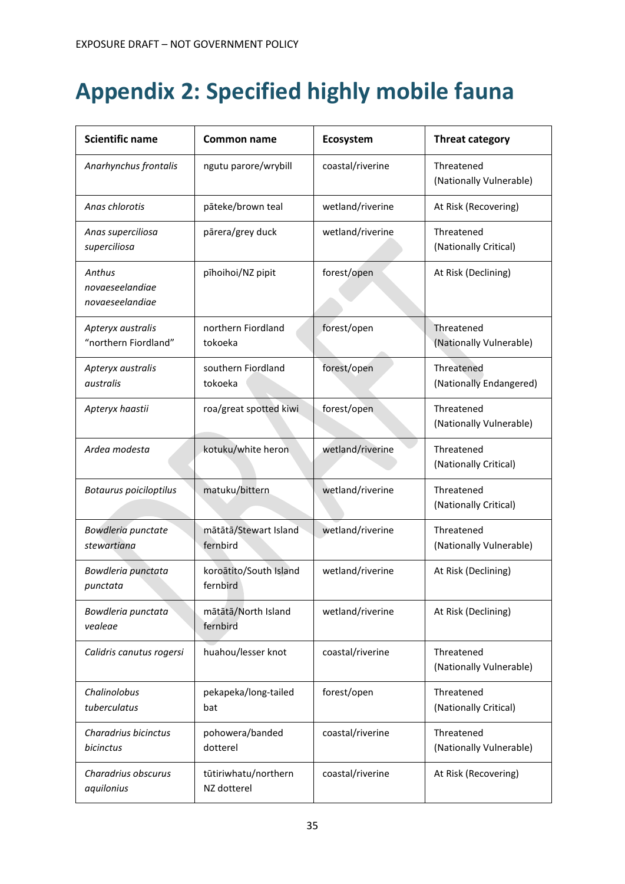# Appendix 2: Specified highly mobile fauna

| Scientific name | Common name | Ecosystem | Threat category |
|---|---|---|---|
| *Anarhynchus frontalis* | ngutu parore/wrybill | coastal/riverine | Threatened (Nationally Vulnerable) |
| *Anas chlorotis* | pāteke/brown teal | wetland/riverine | At Risk (Recovering) |
| *Anas superciliosa superciliosa* | pārera/grey duck | wetland/riverine | Threatened (Nationally Critical) |
| *Anthus novaeseelandiae novaeseelandiae* | pīhoihoi/NZ pipit | forest/open | At Risk (Declining) |
| *Apteryx australis* "northern Fiordland" | northern Fiordland tokoeka | forest/open | Threatened (Nationally Vulnerable) |
| *Apteryx australis australis* | southern Fiordland tokoeka | forest/open | Threatened (Nationally Endangered) |
| *Apteryx haastii* | roa/great spotted kiwi | forest/open | Threatened (Nationally Vulnerable) |
| *Ardea modesta* | kotuku/white heron | wetland/riverine | Threatened (Nationally Critical) |
| *Botaurus poiciloptilus* | matuku/bittern | wetland/riverine | Threatened (Nationally Critical) |
| *Bowdleria punctate stewartiana* | mātātā/Stewart Island fernbird | wetland/riverine | Threatened (Nationally Vulnerable) |
| *Bowdleria punctata punctata* | koroātito/South Island fernbird | wetland/riverine | At Risk (Declining) |
| *Bowdleria punctata vealeae* | mātātā/North Island fernbird | wetland/riverine | At Risk (Declining) |
| *Calidris canutus rogersi* | huahou/lesser knot | coastal/riverine | Threatened (Nationally Vulnerable) |
| *Chalinolobus tuberculatus* | pekapeka/long-tailed bat | forest/open | Threatened (Nationally Critical) |
| *Charadrius bicinctus bicinctus* | pohowera/banded dotterel | coastal/riverine | Threatened (Nationally Vulnerable) |
| *Charadrius obscurus aquilonius* | tūtiriwhatu/northern NZ dotterel | coastal/riverine | At Risk (Recovering) |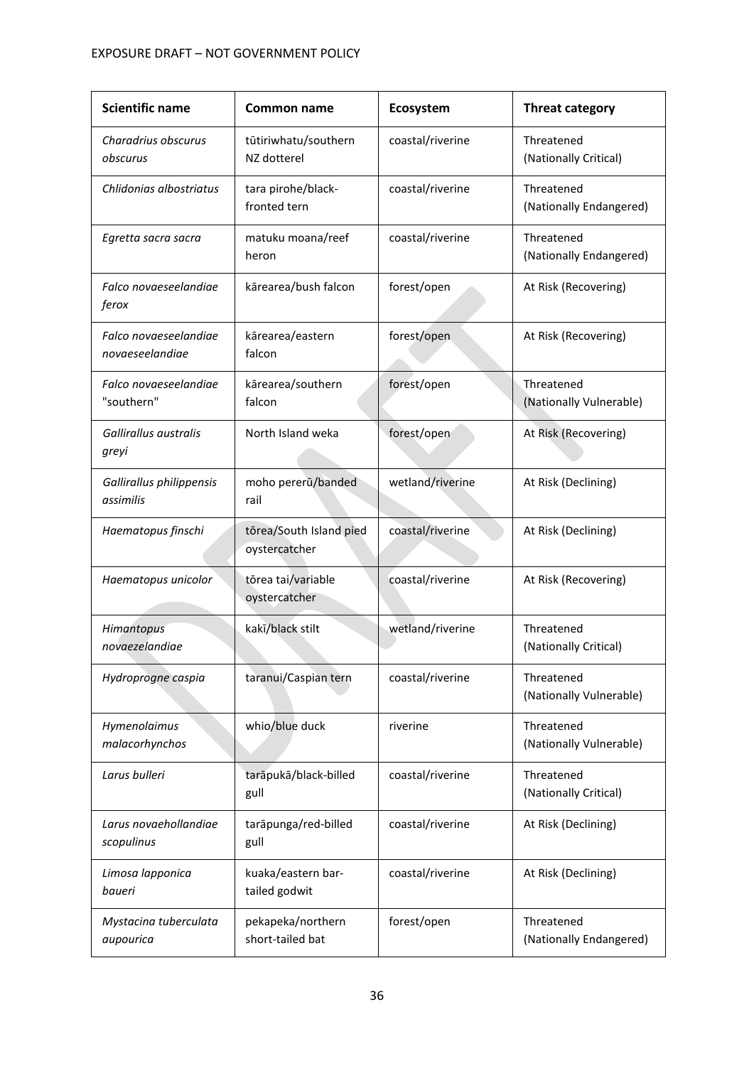| Scientific name | Common name | Ecosystem | Threat category |
|---|---|---|---|
| *Charadrius obscurus obscurus* | tūtiriwhatu/southern NZ dotterel | coastal/riverine | Threatened (Nationally Critical) |
| *Chlidonias albostriatus* | tara pirohe/black-fronted tern | coastal/riverine | Threatened (Nationally Endangered) |
| *Egretta sacra sacra* | matuku moana/reef heron | coastal/riverine | Threatened (Nationally Endangered) |
| *Falco novaeseelandiae ferox* | kārearea/bush falcon | forest/open | At Risk (Recovering) |
| *Falco novaeseelandiae novaeseelandiae* | kārearea/eastern falcon | forest/open | At Risk (Recovering) |
| *Falco novaeseelandiae* "southern" | kārearea/southern falcon | forest/open | Threatened (Nationally Vulnerable) |
| *Gallirallus australis greyi* | North Island weka | forest/open | At Risk (Recovering) |
| *Gallirallus philippensis assimilis* | moho pererū/banded rail | wetland/riverine | At Risk (Declining) |
| *Haematopus finschi* | tōrea/South Island pied oystercatcher | coastal/riverine | At Risk (Declining) |
| *Haematopus unicolor* | tōrea tai/variable oystercatcher | coastal/riverine | At Risk (Recovering) |
| *Himantopus novaezelandiae* | kakī/black stilt | wetland/riverine | Threatened (Nationally Critical) |
| *Hydroprogne caspia* | taranui/Caspian tern | coastal/riverine | Threatened (Nationally Vulnerable) |
| *Hymenolaimus malacorhynchos* | whio/blue duck | riverine | Threatened (Nationally Vulnerable) |
| *Larus bulleri* | tarāpukā/black-billed gull | coastal/riverine | Threatened (Nationally Critical) |
| *Larus novaehollandiae scopulinus* | tarāpunga/red-billed gull | coastal/riverine | At Risk (Declining) |
| *Limosa lapponica baueri* | kuaka/eastern bar-tailed godwit | coastal/riverine | At Risk (Declining) |
| *Mystacina tuberculata aupourica* | pekapeka/northern short-tailed bat | forest/open | Threatened (Nationally Endangered) |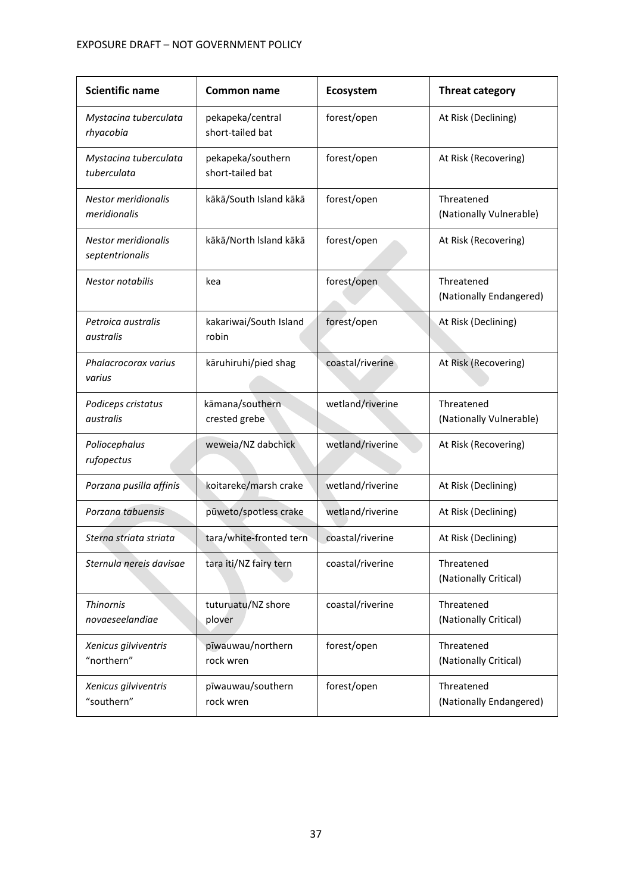| Scientific name | Common name | Ecosystem | Threat category |
|---|---|---|---|
| *Mystacina tuberculata rhyacobia* | pekapeka/central short-tailed bat | forest/open | At Risk (Declining) |
| *Mystacina tuberculata tuberculata* | pekapeka/southern short-tailed bat | forest/open | At Risk (Recovering) |
| *Nestor meridionalis meridionalis* | kākā/South Island kākā | forest/open | Threatened (Nationally Vulnerable) |
| *Nestor meridionalis septentrionalis* | kākā/North Island kākā | forest/open | At Risk (Recovering) |
| *Nestor notabilis* | kea | forest/open | Threatened (Nationally Endangered) |
| *Petroica australis australis* | kakariwai/South Island robin | forest/open | At Risk (Declining) |
| *Phalacrocorax varius varius* | kāruhiruhi/pied shag | coastal/riverine | At Risk (Recovering) |
| *Podiceps cristatus australis* | kāmana/southern crested grebe | wetland/riverine | Threatened (Nationally Vulnerable) |
| *Poliocephalus rufopectus* | weweia/NZ dabchick | wetland/riverine | At Risk (Recovering) |
| *Porzana pusilla affinis* | koitareke/marsh crake | wetland/riverine | At Risk (Declining) |
| *Porzana tabuensis* | pūweto/spotless crake | wetland/riverine | At Risk (Declining) |
| *Sterna striata striata* | tara/white-fronted tern | coastal/riverine | At Risk (Declining) |
| *Sternula nereis davisae* | tara iti/NZ fairy tern | coastal/riverine | Threatened (Nationally Critical) |
| *Thinornis novaeseelandiae* | tuturuatu/NZ shore plover | coastal/riverine | Threatened (Nationally Critical) |
| *Xenicus gilviventris* "northern" | pīwauwau/northern rock wren | forest/open | Threatened (Nationally Critical) |
| *Xenicus gilviventris* "southern" | pīwauwau/southern rock wren | forest/open | Threatened (Nationally Endangered) |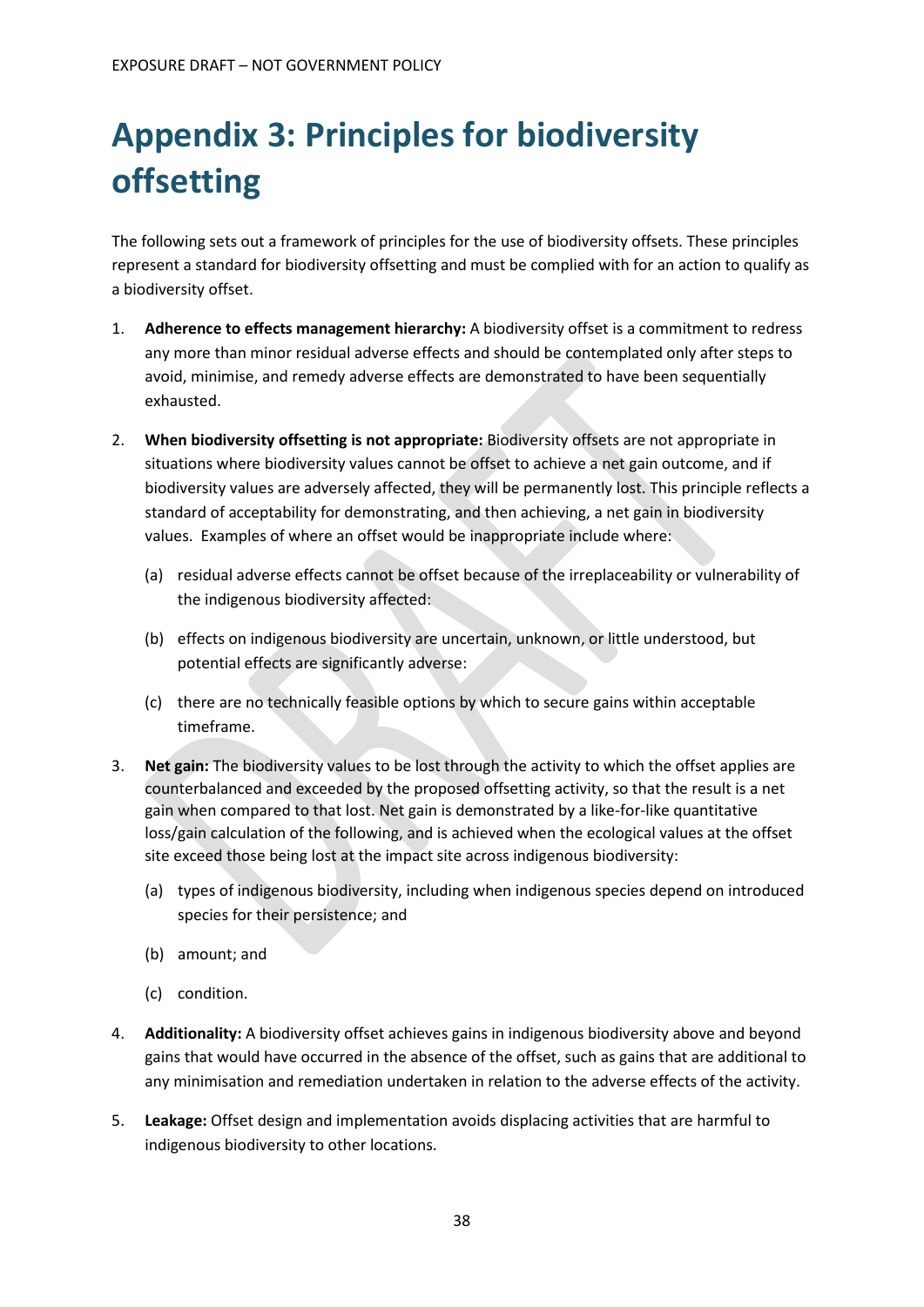# Appendix 3: Principles for biodiversity offsetting

The following sets out a framework of principles for the use of biodiversity offsets. These principles represent a standard for biodiversity offsetting and must be complied with for an action to qualify as a biodiversity offset.

1. **Adherence to effects management hierarchy:** A biodiversity offset is a commitment to redress any more than minor residual adverse effects and should be contemplated only after steps to avoid, minimise, and remedy adverse effects are demonstrated to have been sequentially exhausted.

2. **When biodiversity offsetting is not appropriate:** Biodiversity offsets are not appropriate in situations where biodiversity values cannot be offset to achieve a net gain outcome, and if biodiversity values are adversely affected, they will be permanently lost. This principle reflects a standard of acceptability for demonstrating, and then achieving, a net gain in biodiversity values. Examples of where an offset would be inappropriate include where:

    (a) residual adverse effects cannot be offset because of the irreplaceability or vulnerability of the indigenous biodiversity affected:

    (b) effects on indigenous biodiversity are uncertain, unknown, or little understood, but potential effects are significantly adverse:

    (c) there are no technically feasible options by which to secure gains within acceptable timeframe.

3. **Net gain:** The biodiversity values to be lost through the activity to which the offset applies are counterbalanced and exceeded by the proposed offsetting activity, so that the result is a net gain when compared to that lost. Net gain is demonstrated by a like-for-like quantitative loss/gain calculation of the following, and is achieved when the ecological values at the offset site exceed those being lost at the impact site across indigenous biodiversity:

    (a) types of indigenous biodiversity, including when indigenous species depend on introduced species for their persistence; and

    (b) amount; and

    (c) condition.

4. **Additionality:** A biodiversity offset achieves gains in indigenous biodiversity above and beyond gains that would have occurred in the absence of the offset, such as gains that are additional to any minimisation and remediation undertaken in relation to the adverse effects of the activity.

5. **Leakage:** Offset design and implementation avoids displacing activities that are harmful to indigenous biodiversity to other locations.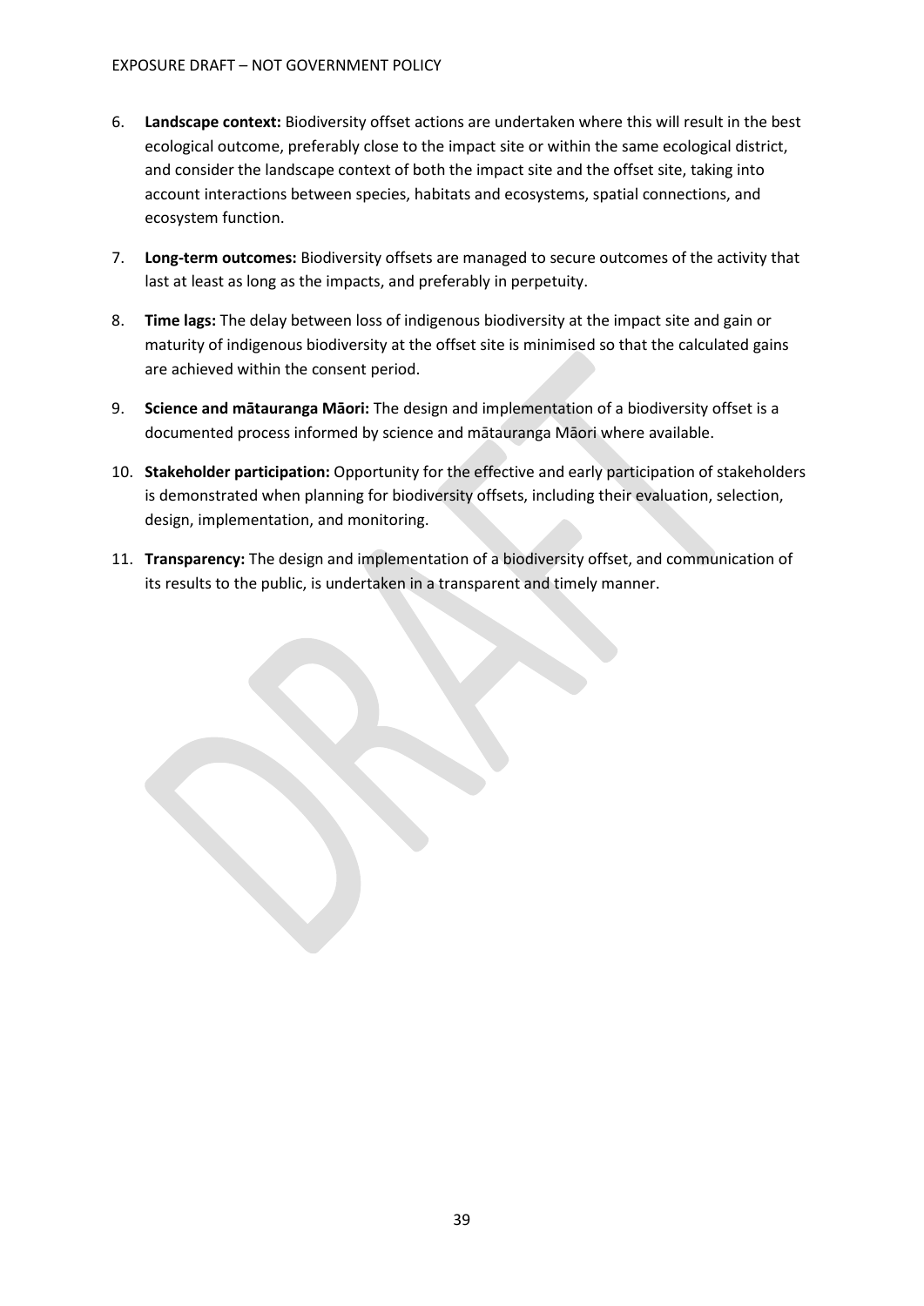6. **Landscape context:** Biodiversity offset actions are undertaken where this will result in the best ecological outcome, preferably close to the impact site or within the same ecological district, and consider the landscape context of both the impact site and the offset site, taking into account interactions between species, habitats and ecosystems, spatial connections, and ecosystem function.
7. **Long-term outcomes:** Biodiversity offsets are managed to secure outcomes of the activity that last at least as long as the impacts, and preferably in perpetuity.
8. **Time lags:** The delay between loss of indigenous biodiversity at the impact site and gain or maturity of indigenous biodiversity at the offset site is minimised so that the calculated gains are achieved within the consent period.
9. **Science and mātauranga Māori:** The design and implementation of a biodiversity offset is a documented process informed by science and mātauranga Māori where available.
10. **Stakeholder participation:** Opportunity for the effective and early participation of stakeholders is demonstrated when planning for biodiversity offsets, including their evaluation, selection, design, implementation, and monitoring.
11. **Transparency:** The design and implementation of a biodiversity offset, and communication of its results to the public, is undertaken in a transparent and timely manner.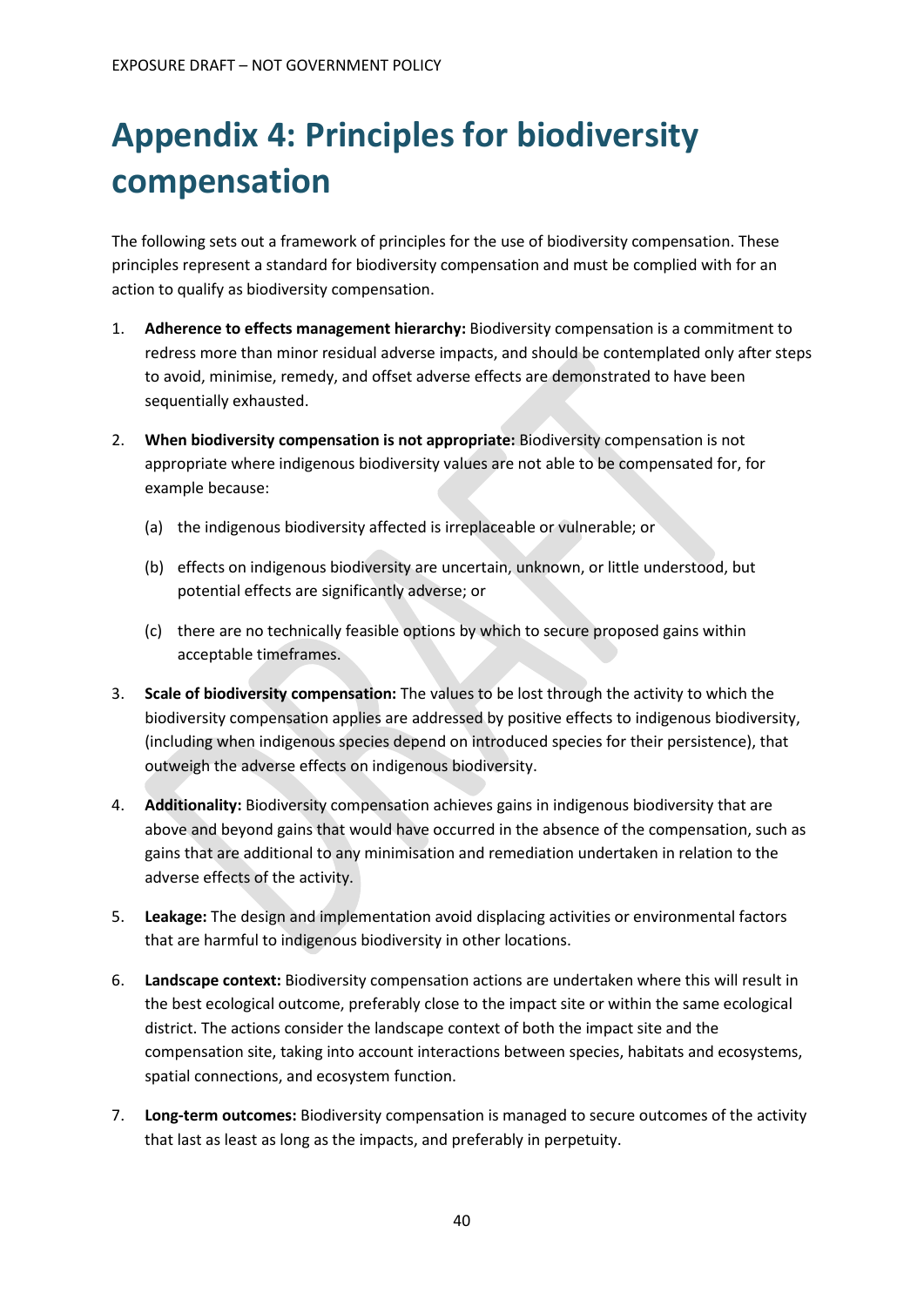# Appendix 4: Principles for biodiversity compensation

The following sets out a framework of principles for the use of biodiversity compensation. These principles represent a standard for biodiversity compensation and must be complied with for an action to qualify as biodiversity compensation.

1. **Adherence to effects management hierarchy:** Biodiversity compensation is a commitment to redress more than minor residual adverse impacts, and should be contemplated only after steps to avoid, minimise, remedy, and offset adverse effects are demonstrated to have been sequentially exhausted.

2. **When biodiversity compensation is not appropriate:** Biodiversity compensation is not appropriate where indigenous biodiversity values are not able to be compensated for, for example because:

   (a) the indigenous biodiversity affected is irreplaceable or vulnerable; or

   (b) effects on indigenous biodiversity are uncertain, unknown, or little understood, but potential effects are significantly adverse; or

   (c) there are no technically feasible options by which to secure proposed gains within acceptable timeframes.

3. **Scale of biodiversity compensation:** The values to be lost through the activity to which the biodiversity compensation applies are addressed by positive effects to indigenous biodiversity, (including when indigenous species depend on introduced species for their persistence), that outweigh the adverse effects on indigenous biodiversity.

4. **Additionality:** Biodiversity compensation achieves gains in indigenous biodiversity that are above and beyond gains that would have occurred in the absence of the compensation, such as gains that are additional to any minimisation and remediation undertaken in relation to the adverse effects of the activity.

5. **Leakage:** The design and implementation avoid displacing activities or environmental factors that are harmful to indigenous biodiversity in other locations.

6. **Landscape context:** Biodiversity compensation actions are undertaken where this will result in the best ecological outcome, preferably close to the impact site or within the same ecological district. The actions consider the landscape context of both the impact site and the compensation site, taking into account interactions between species, habitats and ecosystems, spatial connections, and ecosystem function.

7. **Long-term outcomes:** Biodiversity compensation is managed to secure outcomes of the activity that last as least as long as the impacts, and preferably in perpetuity.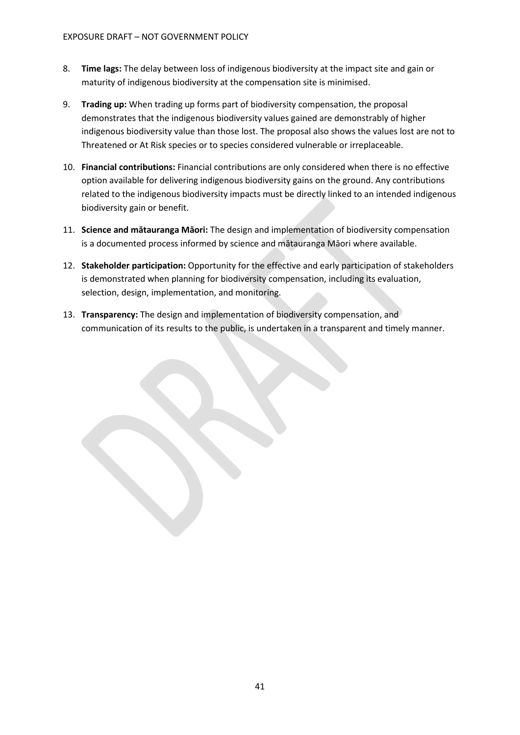8. **Time lags:** The delay between loss of indigenous biodiversity at the impact site and gain or maturity of indigenous biodiversity at the compensation site is minimised.
9. **Trading up:** When trading up forms part of biodiversity compensation, the proposal demonstrates that the indigenous biodiversity values gained are demonstrably of higher indigenous biodiversity value than those lost. The proposal also shows the values lost are not to Threatened or At Risk species or to species considered vulnerable or irreplaceable.
10. **Financial contributions:** Financial contributions are only considered when there is no effective option available for delivering indigenous biodiversity gains on the ground. Any contributions related to the indigenous biodiversity impacts must be directly linked to an intended indigenous biodiversity gain or benefit.
11. **Science and mātauranga Māori:** The design and implementation of biodiversity compensation is a documented process informed by science and mātauranga Māori where available.
12. **Stakeholder participation:** Opportunity for the effective and early participation of stakeholders is demonstrated when planning for biodiversity compensation, including its evaluation, selection, design, implementation, and monitoring.
13. **Transparency:** The design and implementation of biodiversity compensation, and communication of its results to the public, is undertaken in a transparent and timely manner.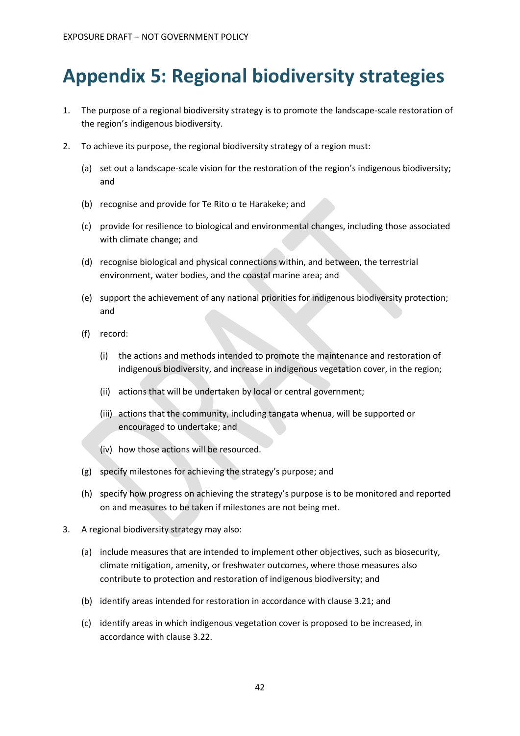# Appendix 5: Regional biodiversity strategies

1. The purpose of a regional biodiversity strategy is to promote the landscape-scale restoration of the region's indigenous biodiversity.

2. To achieve its purpose, the regional biodiversity strategy of a region must:

   (a) set out a landscape-scale vision for the restoration of the region's indigenous biodiversity; and

   (b) recognise and provide for Te Rito o te Harakeke; and

   (c) provide for resilience to biological and environmental changes, including those associated with climate change; and

   (d) recognise biological and physical connections within, and between, the terrestrial environment, water bodies, and the coastal marine area; and

   (e) support the achievement of any national priorities for indigenous biodiversity protection; and

   (f) record:

      (i) the actions and methods intended to promote the maintenance and restoration of indigenous biodiversity, and increase in indigenous vegetation cover, in the region;

      (ii) actions that will be undertaken by local or central government;

      (iii) actions that the community, including tangata whenua, will be supported or encouraged to undertake; and

      (iv) how those actions will be resourced.

   (g) specify milestones for achieving the strategy's purpose; and

   (h) specify how progress on achieving the strategy's purpose is to be monitored and reported on and measures to be taken if milestones are not being met.

3. A regional biodiversity strategy may also:

   (a) include measures that are intended to implement other objectives, such as biosecurity, climate mitigation, amenity, or freshwater outcomes, where those measures also contribute to protection and restoration of indigenous biodiversity; and

   (b) identify areas intended for restoration in accordance with clause 3.21; and

   (c) identify areas in which indigenous vegetation cover is proposed to be increased, in accordance with clause 3.22.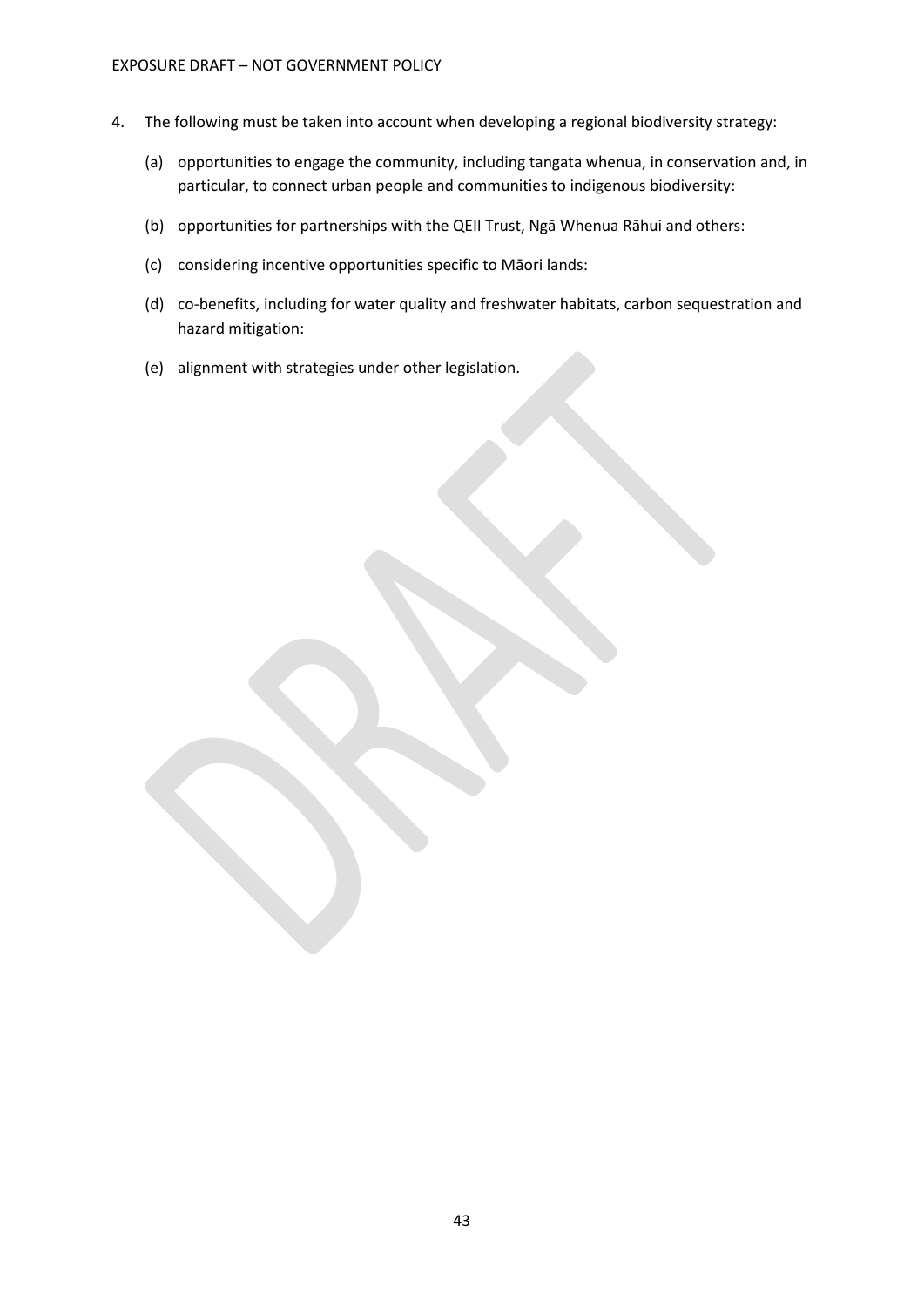4. The following must be taken into account when developing a regional biodiversity strategy:

   (a) opportunities to engage the community, including tangata whenua, in conservation and, in particular, to connect urban people and communities to indigenous biodiversity:

   (b) opportunities for partnerships with the QEII Trust, Ngā Whenua Rāhui and others:

   (c) considering incentive opportunities specific to Māori lands:

   (d) co-benefits, including for water quality and freshwater habitats, carbon sequestration and hazard mitigation:

   (e) alignment with strategies under other legislation.